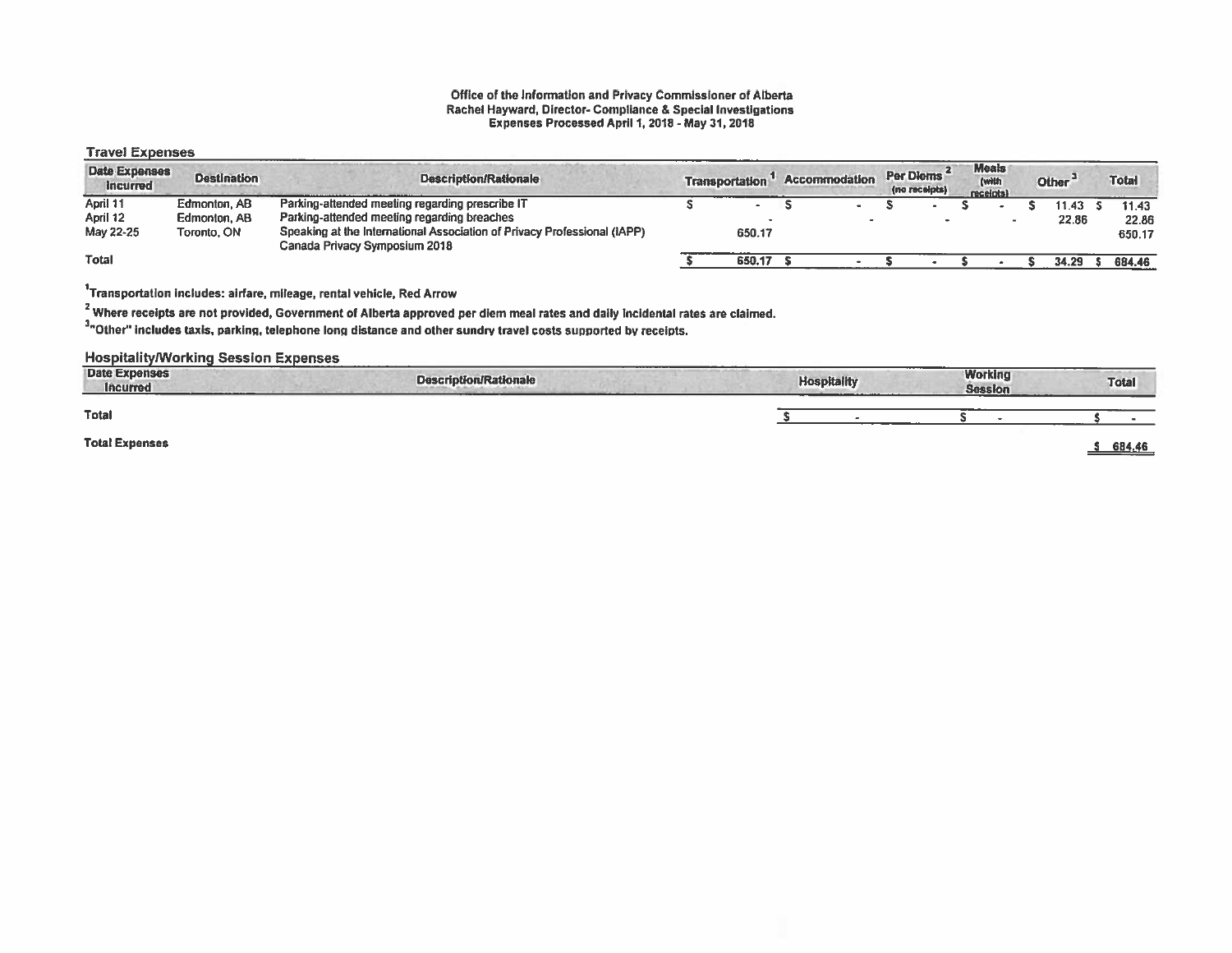**Office of the Information and Privacy Commissioner of Alberta**
**Rachel Hayward, Director- Compliance & Special Investigations**
**Expenses Processed April 1, 2018 - May 31, 2018**

## Travel Expenses

| Date Expenses Incurred | Destination | Description/Rationale | Transportation [1] | Accommodation | Per Diems [2] (no receipts) | Meals (with receipts) | Other [3] | Total |
|---|---|---|---|---|---|---|---|---|
| April 11 | Edmonton, AB | Parking-attended meeting regarding prescribe IT | $ - | $ - | $ - | $ - | $ 11.43 | $ 11.43 |
| April 12 | Edmonton, AB | Parking-attended meeting regarding breaches | - | - | - | - | 22.86 | 22.86 |
| May 22-25 | Toronto, ON | Speaking at the International Association of Privacy Professional (IAPP) Canada Privacy Symposium 2018 | 650.17 | | | | | 650.17 |
| **Total** | | | $ 650.17 | $ - | $ - | $ - | $ 34.29 | $ 684.46 |

[1]Transportation includes: airfare, mileage, rental vehicle, Red Arrow

[2] Where receipts are not provided, Government of Alberta approved per diem meal rates and daily incidental rates are claimed.

[3]"Other" includes taxis, parking, telephone long distance and other sundry travel costs supported by receipts.

## Hospitality/Working Session Expenses

| Date Expenses Incurred | Description/Rationale | Hospitality | Working Session | Total |
|---|---|---|---|---|
| **Total** | | $ - | $ - | $ - |

**Total Expenses** $ 684.46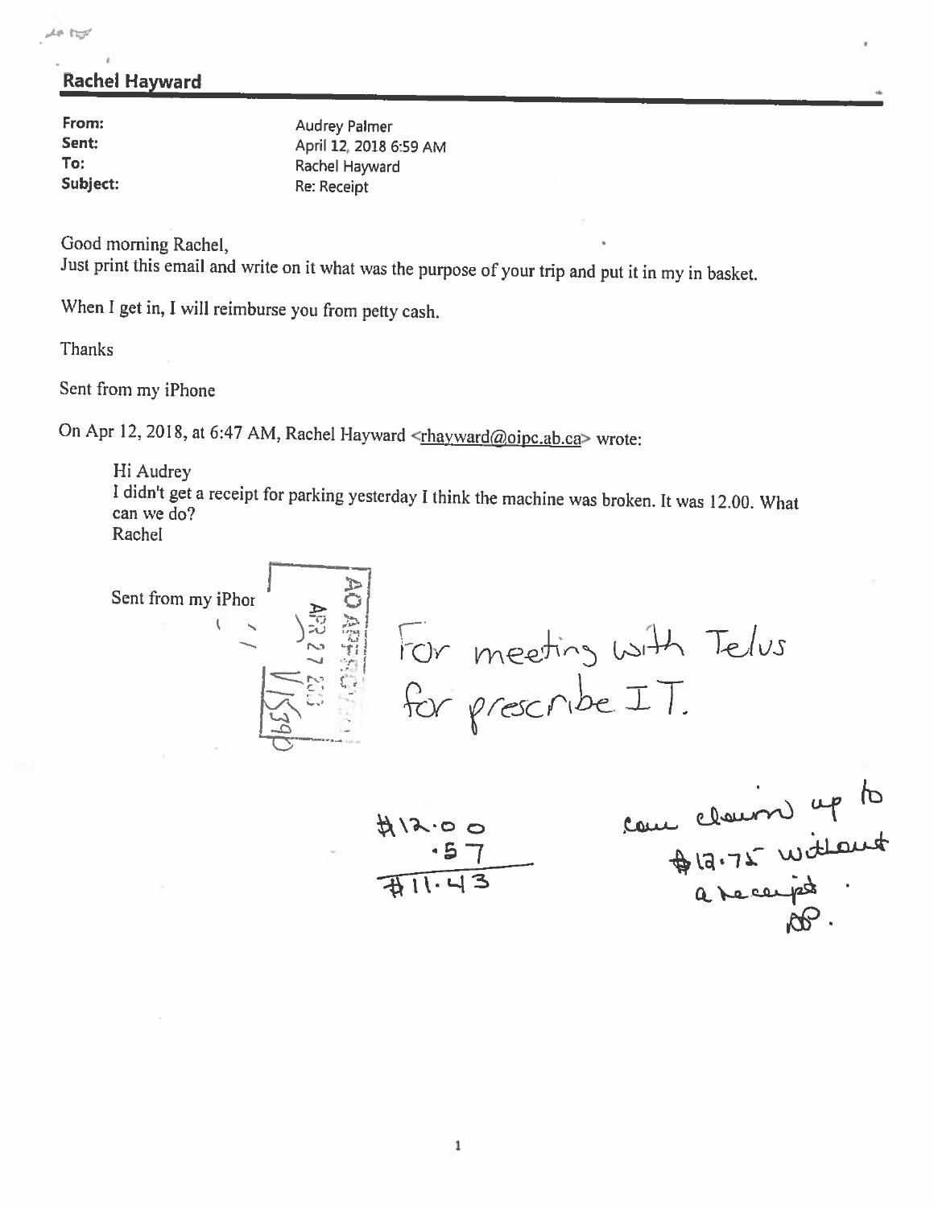## Rachel Hayward

**From:** Audrey Palmer
**Sent:** April 12, 2018 6:59 AM
**To:** Rachel Hayward
**Subject:** Re: Receipt

Good morning Rachel,
Just print this email and write on it what was the purpose of your trip and put it in my in basket.

When I get in, I will reimburse you from petty cash.

Thanks

Sent from my iPhone

On Apr 12, 2018, at 6:47 AM, Rachel Hayward <rhayward@oipc.ab.ca> wrote:

> Hi Audrey
> I didn't get a receipt for parking yesterday I think the machine was broken. It was 12.00. What can we do?
> Rachel
>
> Sent from my iPhor

AO APPROVED
APR 27 2018
V1539D

For meeting with Telus for prescribe IT.

$12.00
.57
$11.43

can claim up to $12.75 without a receipt.
AP.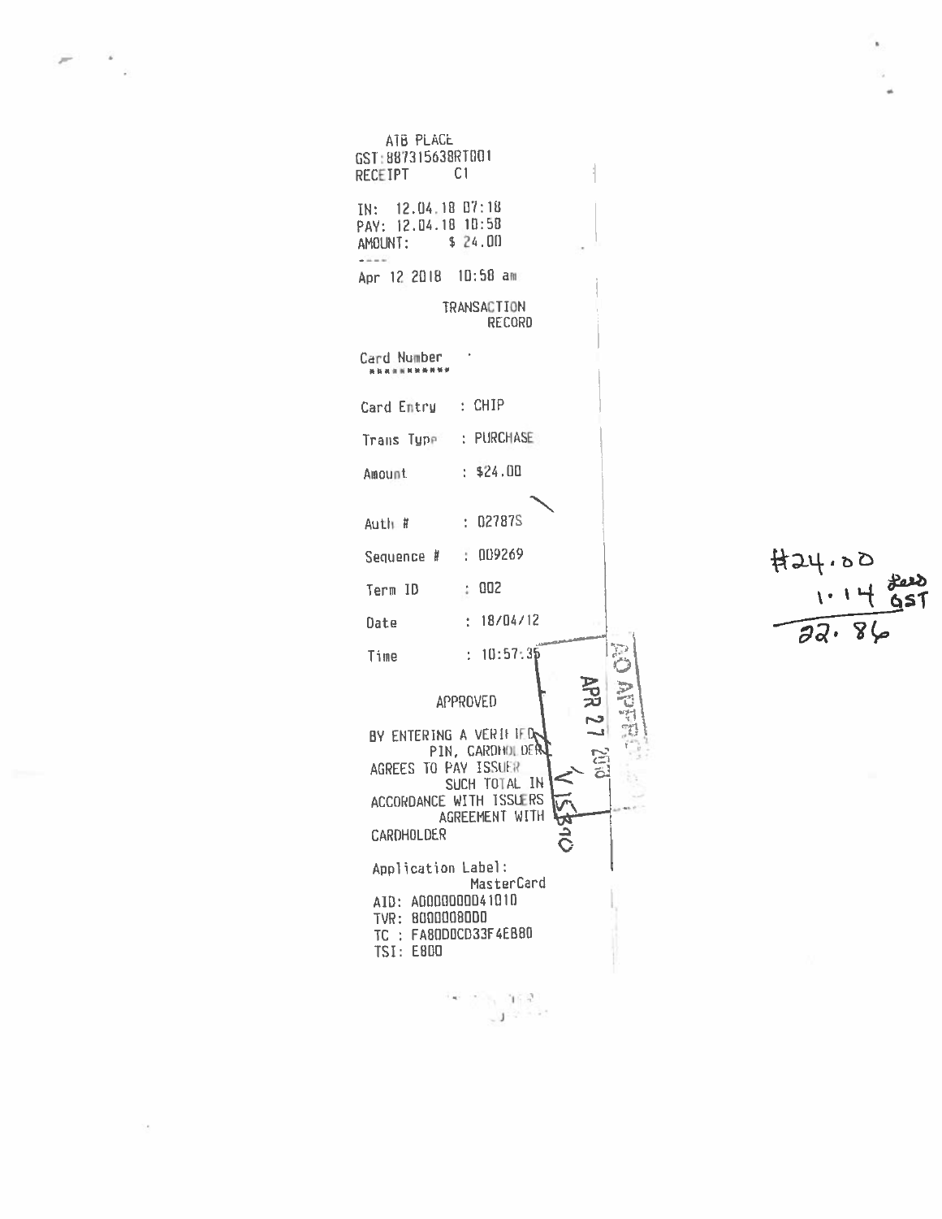ATB PLACE
GST:887315638RT001
RECEIPT C1

IN: 12.04.18 07:18
PAY: 12.04.18 10:58
AMOUNT: $ 24.00
----
Apr 12 2018 10:58 am

TRANSACTION
RECORD

Card Number
***********

Card Entry : CHIP

Trans Type : PURCHASE

Amount : $24.00

Auth # : 02787S

Sequence # : 009269

Term ID : 002

Date : 18/04/12

Time : 10:57:35

APPROVED

BY ENTERING A VERIFIED PIN, CARDHOLDER AGREES TO PAY ISSUER SUCH TOTAL IN ACCORDANCE WITH ISSUERS AGREEMENT WITH CARDHOLDER

Application Label:
MasterCard
AID: A0000000041010
TVR: 8000008000
TC : FA80D0CD33F4EB80
TSI: E800

AO APPROVED
APR 27 2018
V15310

#24.00
1.14 less GST
22.86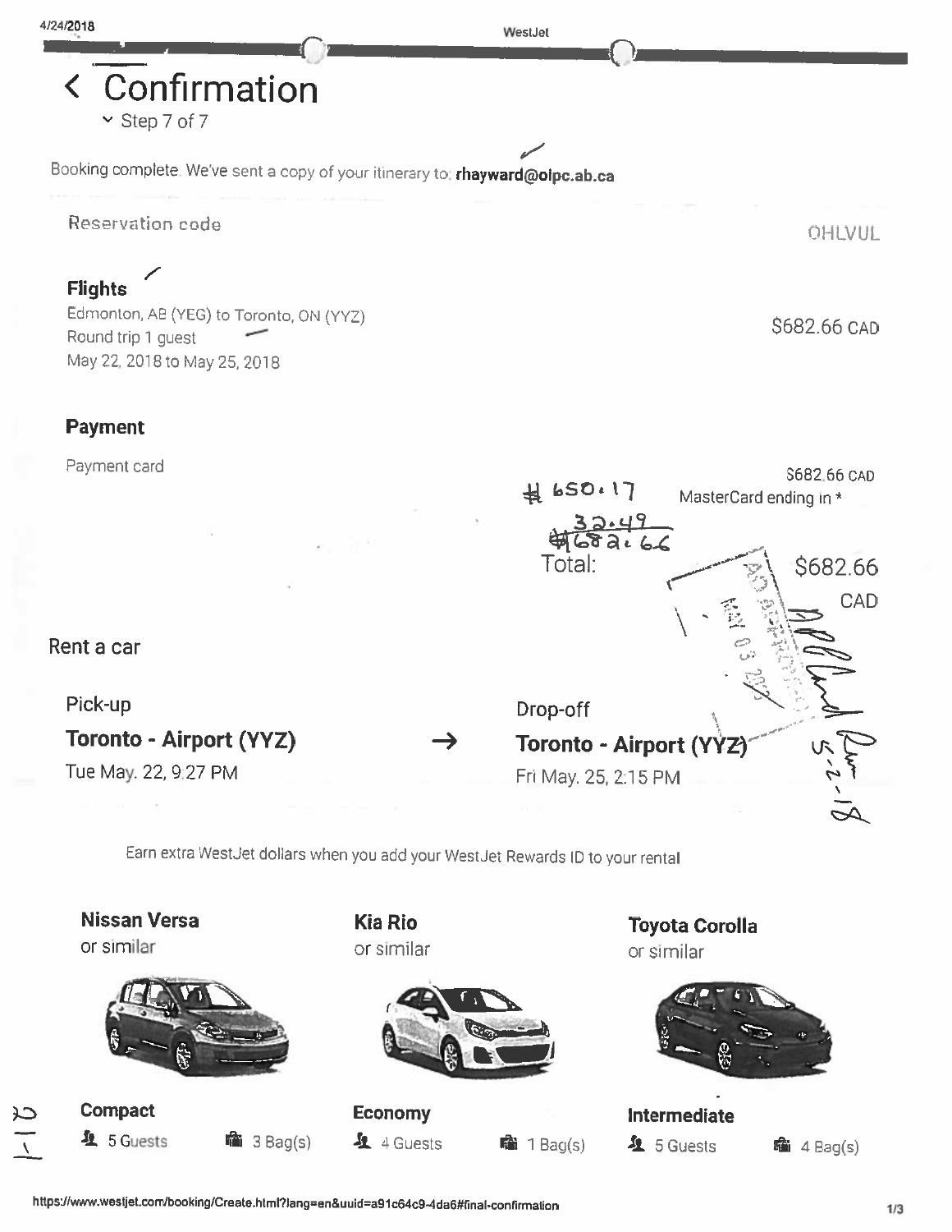# < Confirmation

Step 7 of 7

Booking complete. We've sent a copy of your itinerary to: **rhayward@olpc.ab.ca**

Reservation code: OHLVUL

**Flights**

Edmonton, AB (YEG) to Toronto, ON (YYZ)
Round trip 1 guest
May 22, 2018 to May 25, 2018

$682.66 CAD

**Payment**

Payment card — $682.66 CAD

MasterCard ending in *

#650.17
32.49
$682.66

Total: $682.66 CAD

Rent a car

| Pick-up | | Drop-off |
|---|---|---|
| **Toronto - Airport (YYZ)** | → | **Toronto - Airport (YYZ)** |
| Tue May. 22, 9:27 PM | | Fri May. 25, 2:15 PM |

Earn extra WestJet dollars when you add your WestJet Rewards ID to your rental

| **Nissan Versa** or similar | **Kia Rio** or similar | **Toyota Corolla** or similar |
|---|---|---|
| **Compact** | **Economy** | **Intermediate** |
| 5 Guests, 3 Bag(s) | 4 Guests, 1 Bag(s) | 5 Guests, 4 Bag(s) |

https://www.westjet.com/booking/Create.html?lang=en&uuid=a91c64c9-4da6#final-confirmation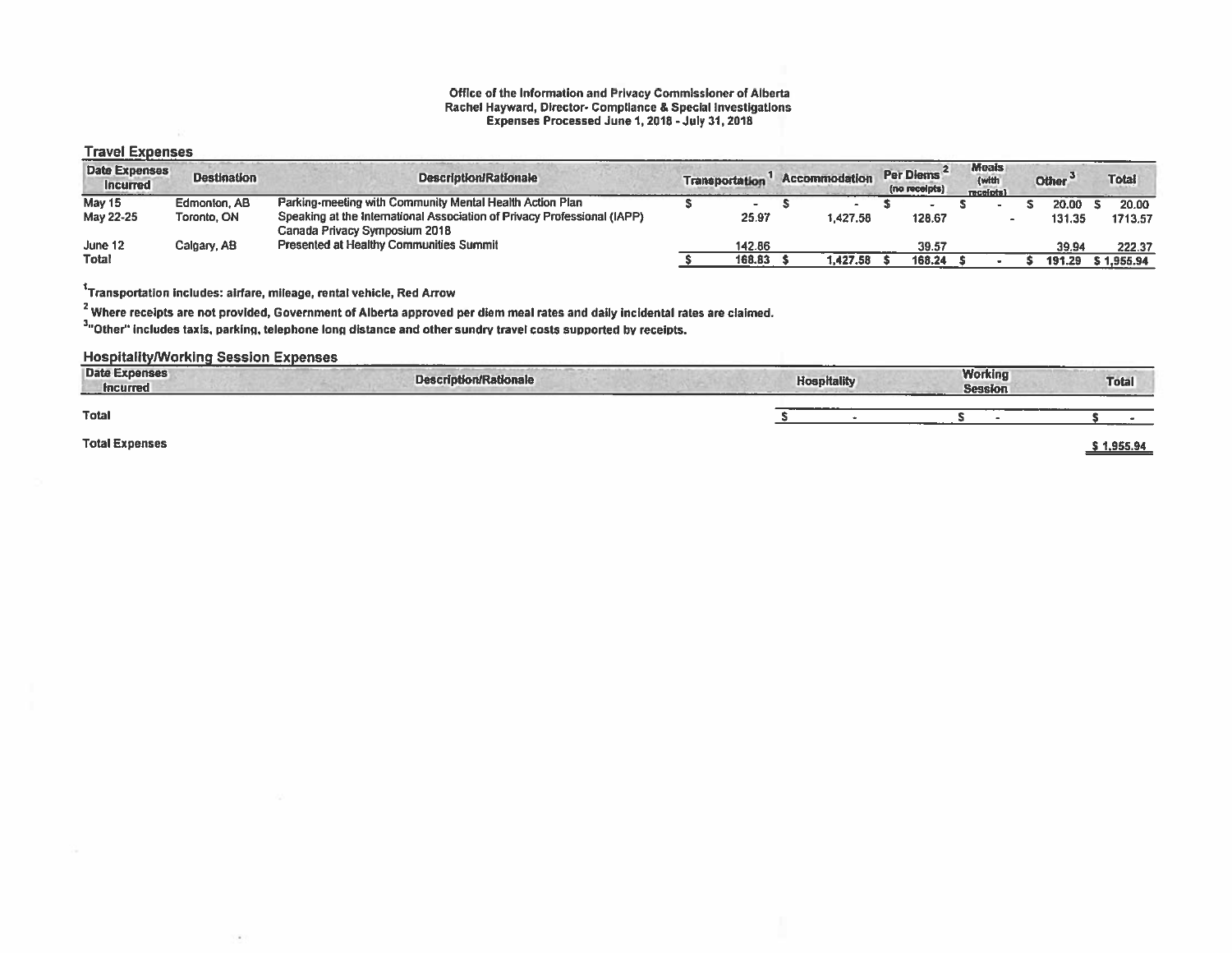**Office of the Information and Privacy Commissioner of Alberta**
**Rachel Hayward, Director- Compliance & Special Investigations**
**Expenses Processed June 1, 2018 - July 31, 2018**

## Travel Expenses

| Date Expenses Incurred | Destination | Description/Rationale | Transportation [1] | Accommodation | Per Diems [2] (no receipts) | Meals (with receipts) | Other [3] | Total |
|---|---|---|---|---|---|---|---|---|
| May 15 | Edmonton, AB | Parking-meeting with Community Mental Health Action Plan | $ - | $ - | $ - | $ - | $ 20.00 | $ 20.00 |
| May 22-25 | Toronto, ON | Speaking at the International Association of Privacy Professional (IAPP) Canada Privacy Symposium 2018 | 25.97 | 1,427.58 | 128.67 | - | 131.35 | 1713.57 |
| June 12 | Calgary, AB | Presented at Healthy Communities Summit | 142.86 | | 39.57 | | 39.94 | 222.37 |
| Total | | | $ 168.83 | $ 1,427.58 | $ 168.24 | $ - | $ 191.29 | $ 1,955.94 |

[1]Transportation includes: airfare, mileage, rental vehicle, Red Arrow

[2] Where receipts are not provided, Government of Alberta approved per diem meal rates and daily incidental rates are claimed.

[3]"Other" includes taxis, parking, telephone long distance and other sundry travel costs supported by receipts.

## Hospitality/Working Session Expenses

| Date Expenses Incurred | Description/Rationale | Hospitality | Working Session | Total |
|---|---|---|---|---|
| Total | | $ - | $ - | $ - |

**Total Expenses** $ 1,955.94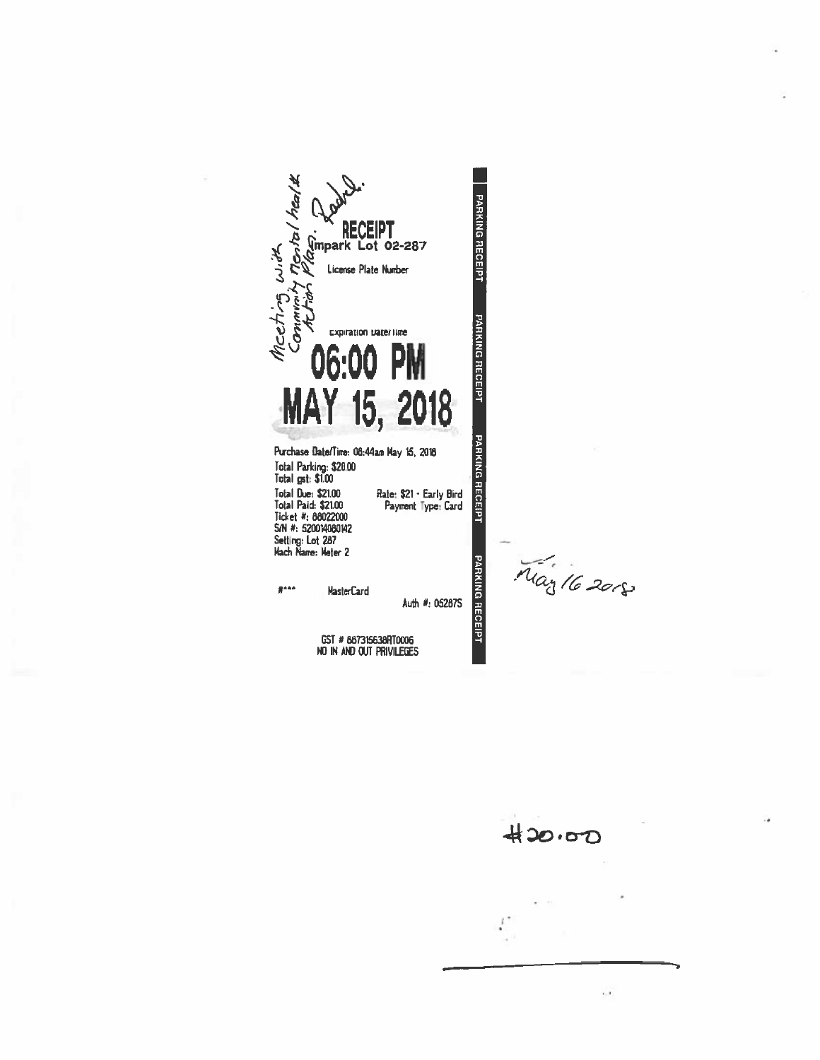Meeting with Community mental health Action Plan. Rachel.

**RECEIPT**

impark Lot 02-287

License Plate Number

Expiration Date/Time

# 06:00 PM
# MAY 15, 2018

Purchase Date/Time: 08:44am May 15, 2018
Total Parking: $20.00
Total gst: $1.00
Total Due: $21.00
Total Paid: $21.00
Ticket #: 88022000
S/N #: 520014080142
Setting: Lot 287
Mach Name: Meter 2

Rate: $21 - Early Bird
Payment Type: Card

#*** MasterCard

Auth #: 05287S

GST # 867315638RT0006
NO IN AND OUT PRIVILEGES

PARKING RECEIPT PARKING RECEIPT PARKING RECEIPT PARKING RECEIPT

May 16 2018

$20.00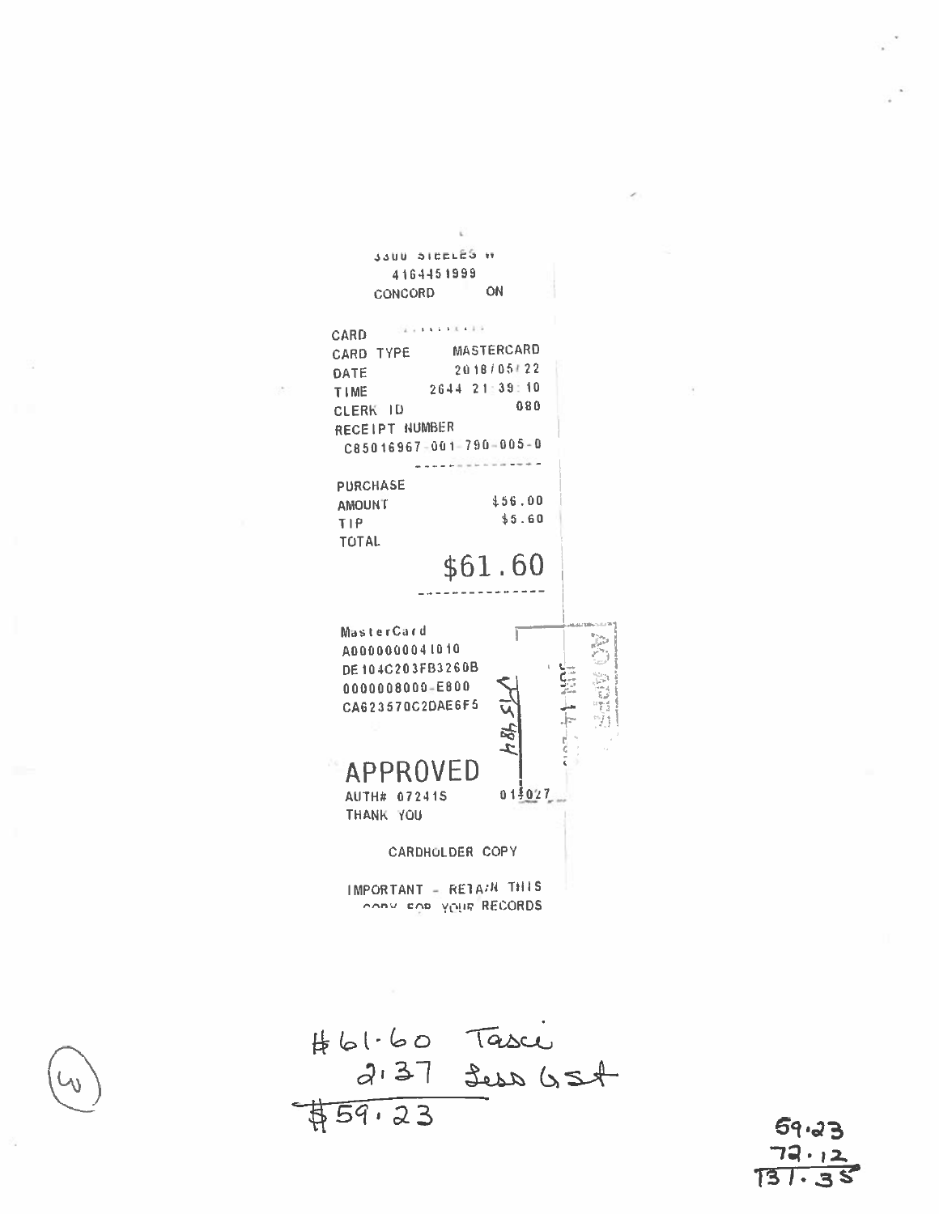3300 STEELES W

4164451999

CONCORD ON

CARD ...........

CARD TYPE MASTERCARD

DATE 2018/05/22

TIME 2644 21:39:10

CLERK ID 080

RECEIPT NUMBER

C85016967-001-790-005-0

---

PURCHASE

AMOUNT $56.00

TIP $5.60

TOTAL

**$61.60**

---

MasterCard

A0000000041010

DE104C203FB3260B

0000008000-E800

CA623570C2DAE6F5

**APPROVED**

AUTH# 07241S 01$027

THANK YOU

CARDHOLDER COPY

IMPORTANT - RETAIN THIS COPY FOR YOUR RECORDS

JUN 14

515484

(6)

#61.60 Tasci

2.37 less GST

$59.23

59.23

72.12

131.35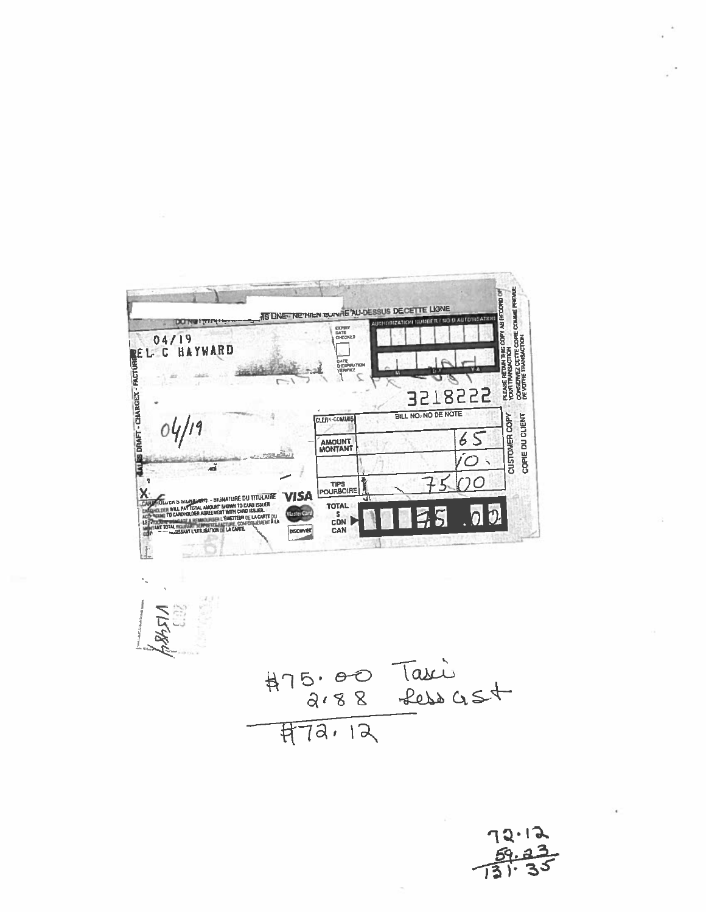DO NOT WRITE BELOW THIS LINE - NE RIEN ÉCRIRE AU-DESSUS DE CETTE LIGNE

AUTHORIZATION NUMBER / NO D'AUTORISATION

EXPIRY DATE CHECKED

DATE D'EXPIRATION VÉRIFIÉE

04/19

EL C HAYWARD

SALES DRAFT - CHARGEX - FACTURE

3218222

04/19

| CLERK-COMMIS | BILL NO.-NO DE NOTE | |
|---|---|---|
| AMOUNT MONTANT | | 65 |
| | | 10. |
| TIPS POURBOIRE | | 75 00 |
| TOTAL $ CDN CAN | | 75.00 |

X

CARDHOLDER'S SIGNATURE - SIGNATURE DU TITULAIRE

CARDHOLDER WILL PAY TOTAL AMOUNT SHOWN TO CARD ISSUER ACCORDING TO CARDHOLDER AGREEMENT WITH CARD ISSUER. LE TITULAIRE S'ENGAGE À REMBOURSER L'ÉMETTEUR DE LA CARTE DU MONTANT TOTAL FIGURANT SUR CETTE FACTURE, CONFORMÉMENT À LA CONVENTION RÉGISSANT L'UTILISATION DE LA CARTE.

VISA MasterCard DISCOVER

CUSTOMER COPY - COPIE DU CLIENT

PLEASE RETAIN THIS COPY AS RECORD OF YOUR TRANSACTION - CONSERVEZ CETTE COPIE COMME PREUVE DE VOTRE TRANSACTION

V15984

$75.00 Taxi
2.88 Less GST

$72.12

72.12
59.23

131.35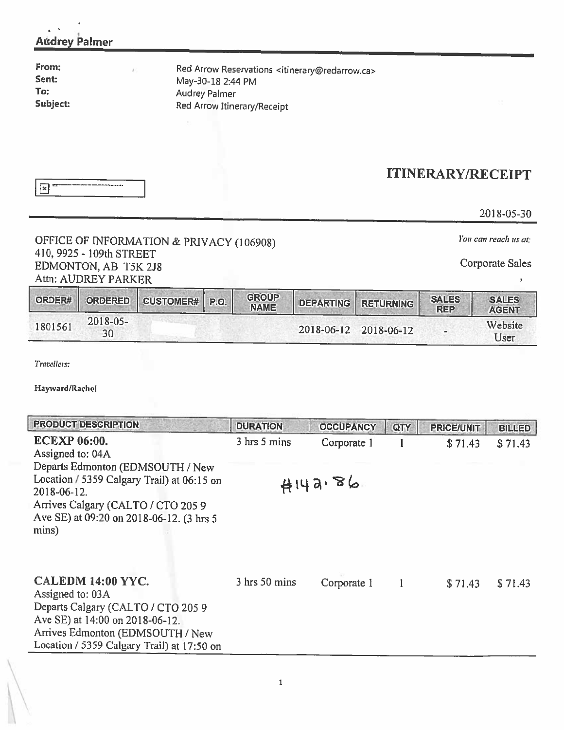**Audrey Palmer**

| | |
|---|---|
| **From:** | Red Arrow Reservations <itinerary@redarrow.ca> |
| **Sent:** | May-30-18 2:44 PM |
| **To:** | Audrey Palmer |
| **Subject:** | Red Arrow Itinerary/Receipt |

# ITINERARY/RECEIPT

2018-05-30

OFFICE OF INFORMATION & PRIVACY (106908)
410, 9925 - 109th STREET
EDMONTON, AB T5K 2J8
Attn: AUDREY PARKER

*You can reach us at:*

Corporate Sales

,

| ORDER# | ORDERED | CUSTOMER# | P.O. | GROUP NAME | DEPARTING | RETURNING | SALES REP | SALES AGENT |
|---|---|---|---|---|---|---|---|---|
| 1801561 | 2018-05-30 | | | | 2018-06-12 | 2018-06-12 | - | Website User |

*Travellers:*

**Hayward/Rachel**

| PRODUCT DESCRIPTION | DURATION | OCCUPANCY | QTY | PRICE/UNIT | BILLED |
|---|---|---|---|---|---|
| **ECEXP 06:00.** Assigned to: 04A Departs Edmonton (EDMSOUTH / New Location / 5359 Calgary Trail) at 06:15 on 2018-06-12. Arrives Calgary (CALTO / CTO 205 9 Ave SE) at 09:20 on 2018-06-12. (3 hrs 5 mins) | 3 hrs 5 mins | Corporate 1 | 1 | $ 71.43 | $ 71.43 |
| **CALEDM 14:00 YYC.** Assigned to: 03A Departs Calgary (CALTO / CTO 205 9 Ave SE) at 14:00 on 2018-06-12. Arrives Edmonton (EDMSOUTH / New Location / 5359 Calgary Trail) at 17:50 on | 3 hrs 50 mins | Corporate 1 | 1 | $ 71.43 | $ 71.43 |

#142.86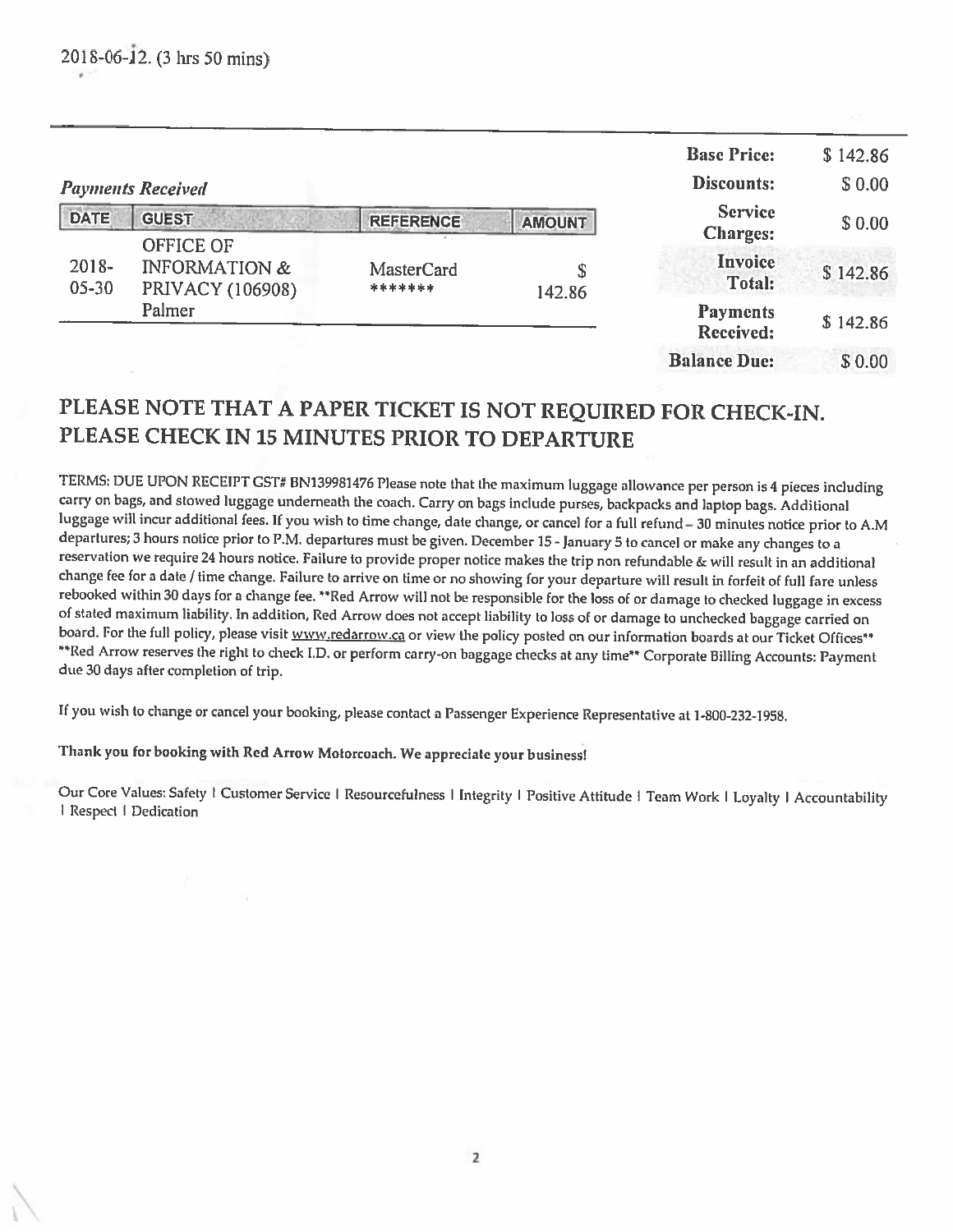2018-06-12. (3 hrs 50 mins)

| | |
|---|---|
| **Base Price:** | $ 142.86 |
| **Discounts:** | $ 0.00 |
| **Service Charges:** | $ 0.00 |
| **Invoice Total:** | $ 142.86 |
| **Payments Received:** | $ 142.86 |
| **Balance Due:** | $ 0.00 |

*Payments Received*

| DATE | GUEST | REFERENCE | AMOUNT |
|---|---|---|---|
| 2018-05-30 | OFFICE OF INFORMATION & PRIVACY (106908) Palmer | MasterCard ******* | $ 142.86 |

## PLEASE NOTE THAT A PAPER TICKET IS NOT REQUIRED FOR CHECK-IN. PLEASE CHECK IN 15 MINUTES PRIOR TO DEPARTURE

TERMS: DUE UPON RECEIPT GST# BN139981476 Please note that the maximum luggage allowance per person is 4 pieces including carry on bags, and stowed luggage underneath the coach. Carry on bags include purses, backpacks and laptop bags. Additional luggage will incur additional fees. If you wish to time change, date change, or cancel for a full refund – 30 minutes notice prior to A.M departures; 3 hours notice prior to P.M. departures must be given. December 15 - January 5 to cancel or make any changes to a reservation we require 24 hours notice. Failure to provide proper notice makes the trip non refundable & will result in an additional change fee for a date / time change. Failure to arrive on time or no showing for your departure will result in forfeit of full fare unless rebooked within 30 days for a change fee. **Red Arrow will not be responsible for the loss of or damage to checked luggage in excess of stated maximum liability. In addition, Red Arrow does not accept liability to loss of or damage to unchecked baggage carried on board. For the full policy, please visit www.redarrow.ca or view the policy posted on our information boards at our Ticket Offices** **Red Arrow reserves the right to check I.D. or perform carry-on baggage checks at any time** Corporate Billing Accounts: Payment due 30 days after completion of trip.

If you wish to change or cancel your booking, please contact a Passenger Experience Representative at 1-800-232-1958.

**Thank you for booking with Red Arrow Motorcoach. We appreciate your business!**

Our Core Values: Safety | Customer Service | Resourcefulness | Integrity | Positive Attitude | Team Work | Loyalty | Accountability | Respect | Dedication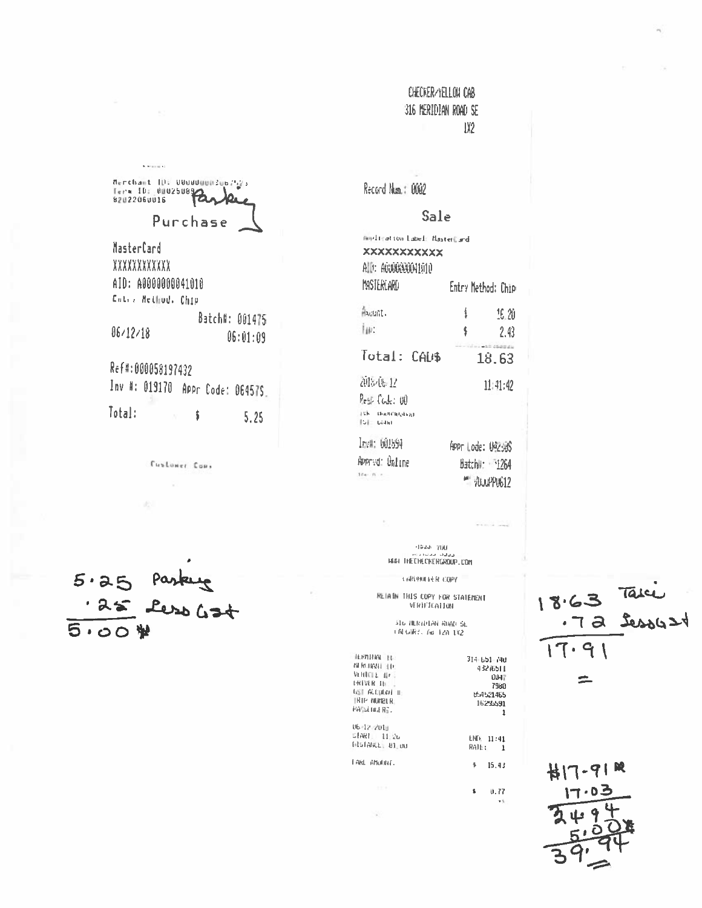Merchant ID: 0000000020677
Term ID: 00025089
82022060016

Parking

Purchase

MasterCard
XXXXXXXXXXXX
AID: A0000000041010
Entry Method: Chip

Batch#: 001475
06/12/18 06:01:09

Ref#:000058197432
Inv #: 019170 Appr Code: 06457S

Total: $ 5.25

Customer Copy

5.25 Parking
.25 Less GST
5.00

CHECKER/YELLOW CAB
316 MERIDIAN ROAD SE
1X2

Record Num.: 0002

Sale

Application Label: MasterCard
XXXXXXXXXXX
AID: A0000000041010
MASTERCARD Entry Method: Chip

Amount: $ 16.20
Tip: $ 2.43

Total: CAD$ 18.63

2018/06/12 11:41:42

Resp Code: 00

Inv#: 001594 Appr Code: 0829S
Apprvd: Online Batch#: 1264
200PP0612

THANK YOU
WWW.THECHECKERGROUP.COM

CARDHOLDER COPY

RETAIN THIS COPY FOR STATEMENT VERIFICATION

316 MERIDIAN ROAD SE
CALGARY, AB T2A 1X2

TERMINAL ID: 314 651 740
MERCHANT ID: 43276511
VEHICLE ID: 0047
DRIVER ID: 7980
GST ACCOUNT #: 854521465
TRIP NUMBER: 16295591
PASSENGERS: 1

06-12-2018
START: 11:26 END: 11:41
DISTANCE: 81.00 RATE: 1

FARE AMOUNT: $ 15.43

$ 0.77

18.63 Taxi
.72 Less GST
17.91

=

$17.91
17.03
34.94
5.00
39.94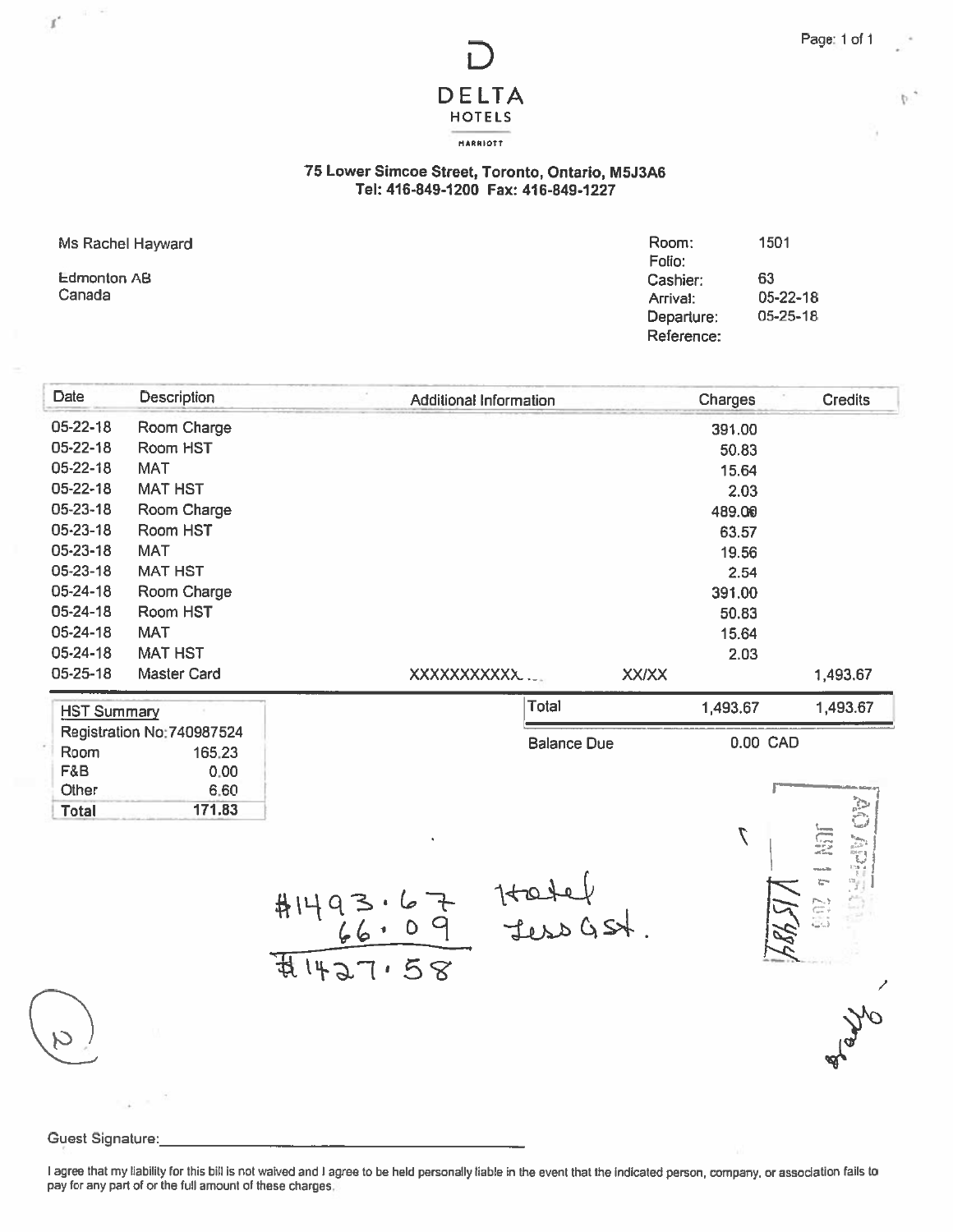**DELTA HOTELS**

MARRIOTT

**75 Lower Simcoe Street, Toronto, Ontario, M5J3A6**
**Tel: 416-849-1200 Fax: 416-849-1227**

Ms Rachel Hayward

Edmonton AB
Canada

| | |
|---|---|
| Room: | 1501 |
| Folio: | |
| Cashier: | 63 |
| Arrival: | 05-22-18 |
| Departure: | 05-25-18 |
| Reference: | |

| Date | Description | Additional Information | | Charges | Credits |
|---|---|---|---|---|---|
| 05-22-18 | Room Charge | | | 391.00 | |
| 05-22-18 | Room HST | | | 50.83 | |
| 05-22-18 | MAT | | | 15.64 | |
| 05-22-18 | MAT HST | | | 2.03 | |
| 05-23-18 | Room Charge | | | 489.00 | |
| 05-23-18 | Room HST | | | 63.57 | |
| 05-23-18 | MAT | | | 19.56 | |
| 05-23-18 | MAT HST | | | 2.54 | |
| 05-24-18 | Room Charge | | | 391.00 | |
| 05-24-18 | Room HST | | | 50.83 | |
| 05-24-18 | MAT | | | 15.64 | |
| 05-24-18 | MAT HST | | | 2.03 | |
| 05-25-18 | Master Card | XXXXXXXXXXX... | XX/XX | | 1,493.67 |
| | | Total | | 1,493.67 | 1,493.67 |
| | | Balance Due | | 0.00 CAD | |

| HST Summary | |
|---|---|
| Registration No: 740987524 | |
| Room | 165.23 |
| F&B | 0.00 |
| Other | 6.60 |
| **Total** | **171.83** |

#1493.67 Hotel
66.09 Less GST.
#1427.58

AO APPROVED JUN 11 2018

151984

Guest Signature:____________________

I agree that my liability for this bill is not waived and I agree to be held personally liable in the event that the indicated person, company, or association fails to pay for any part of or the full amount of these charges.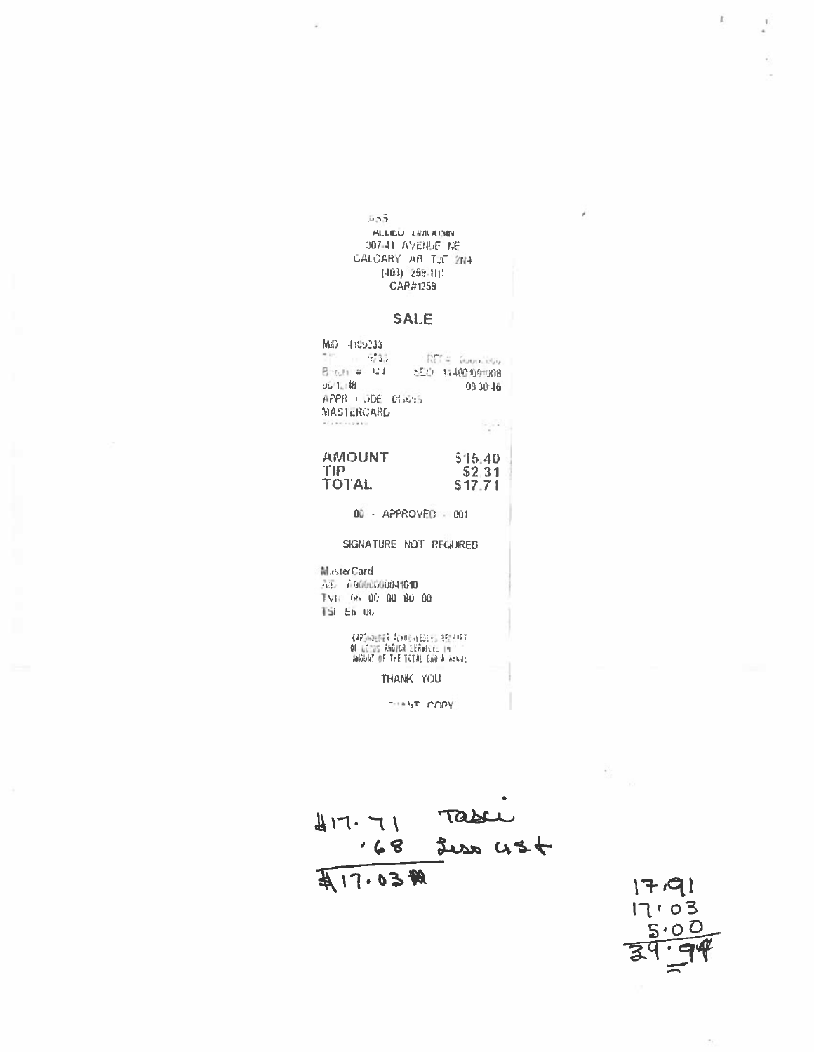455
ALLIED LIMOUSIN
307-41 AVENUE NE
CALGARY AB T2E 2N4
(403) 299-1111
CAR#1259

## SALE

MID 4189233
TID ... 4733 REF# 00000000
Batch # 124 SEQ 14400109008
06/12/18 09:30:46
APPR CODE 015655
MASTERCARD
\*\*\*\*\*\*\*\*\*\*\*\*

| | |
|---|---|
| **AMOUNT** | **$15.40** |
| **TIP** | **$2.31** |
| **TOTAL** | **$17.71** |

00 - APPROVED - 001

SIGNATURE NOT REQUIRED

MasterCard
AID A0000000041010
TVR 00 00 00 80 00
TSI E8 00

CARDHOLDER ACKNOWLEDGES RECEIPT OF GOODS AND/OR SERVICES IN THE AMOUNT OF THE TOTAL SHOWN ABOVE

THANK YOU

CLIENT COPY

$17.71 Taxi
.68 Less GST
$17.03

17.91
17.03
5.00
39.94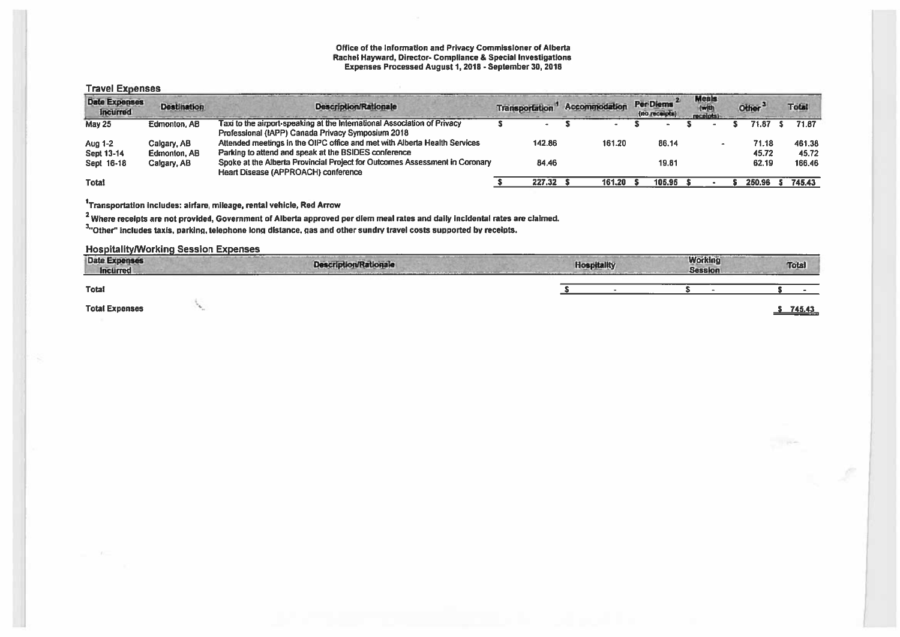Office of the Information and Privacy Commissioner of Alberta
Rachel Hayward, Director- Compliance & Special Investigations
Expenses Processed August 1, 2018 - September 30, 2018

## Travel Expenses

| Date Expenses Incurred | Destination | Description/Rationale | Transportation [1] | Accommodation | Per Diems [2] (no receipts) | Meals (with receipts) | Other [3] | Total |
|---|---|---|---|---|---|---|---|---|
| May 25 | Edmonton, AB | Taxi to the airport-speaking at the International Association of Privacy Professional (IAPP) Canada Privacy Symposium 2018 | $ - | $ - | $ - | $ - | $ 71.87 | $ 71.87 |
| Aug 1-2 | Calgary, AB | Attended meetings in the OIPC office and met with Alberta Health Services | 142.86 | 161.20 | 86.14 | - | 71.18 | 461.38 |
| Sept 13-14 | Edmonton, AB | Parking to attend and speak at the BSIDES conference | | | | | 45.72 | 45.72 |
| Sept 16-18 | Calgary, AB | Spoke at the Alberta Provincial Project for Outcomes Assessment in Coronary Heart Disease (APPROACH) conference | 84.46 | | 19.81 | | 62.19 | 166.46 |
| Total | | | $ 227.32 | $ 161.20 | $ 105.95 | $ - | $ 250.96 | $ 745.43 |

[1] Transportation includes: airfare, mileage, rental vehicle, Red Arrow

[2] Where receipts are not provided, Government of Alberta approved per diem meal rates and daily incidental rates are claimed.

[3] "Other" includes taxis, parking, telephone long distance, gas and other sundry travel costs supported by receipts.

## Hospitality/Working Session Expenses

| Date Expenses Incurred | Description/Rationale | Hospitality | Working Session | Total |
|---|---|---|---|---|
| Total | | $ - | $ - | $ - |

**Total Expenses** $ 745.43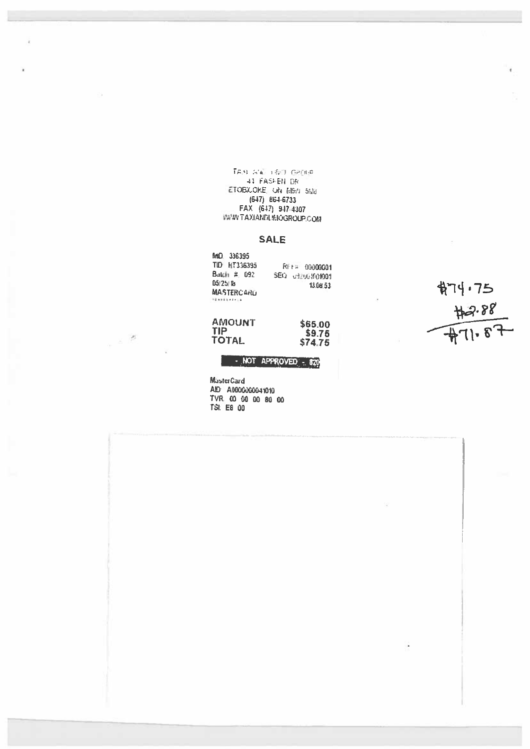TAXI AND LIMO GROUP
41 FASKEN DR
ETOBICOKE, ON M9W 5M8
(647) 864-6733
FAX (647) 947-4307
WWW.TAXIANDLIMOGROUP.COM

## SALE

MID 336395
TID HT336395 REF# 00000001
Batch # 092 SEQ 09200001001
05/25/18 13:08:53
MASTERCARD
**********

| | |
|---|---|
| AMOUNT | $65.00 |
| TIP | $9.75 |
| TOTAL | $74.75 |

**- NOT APPROVED - 020**

MasterCard
AID A0000000041010
TVR 00 00 00 80 00
TSI E8 00

$74.75
$2.88
$71.87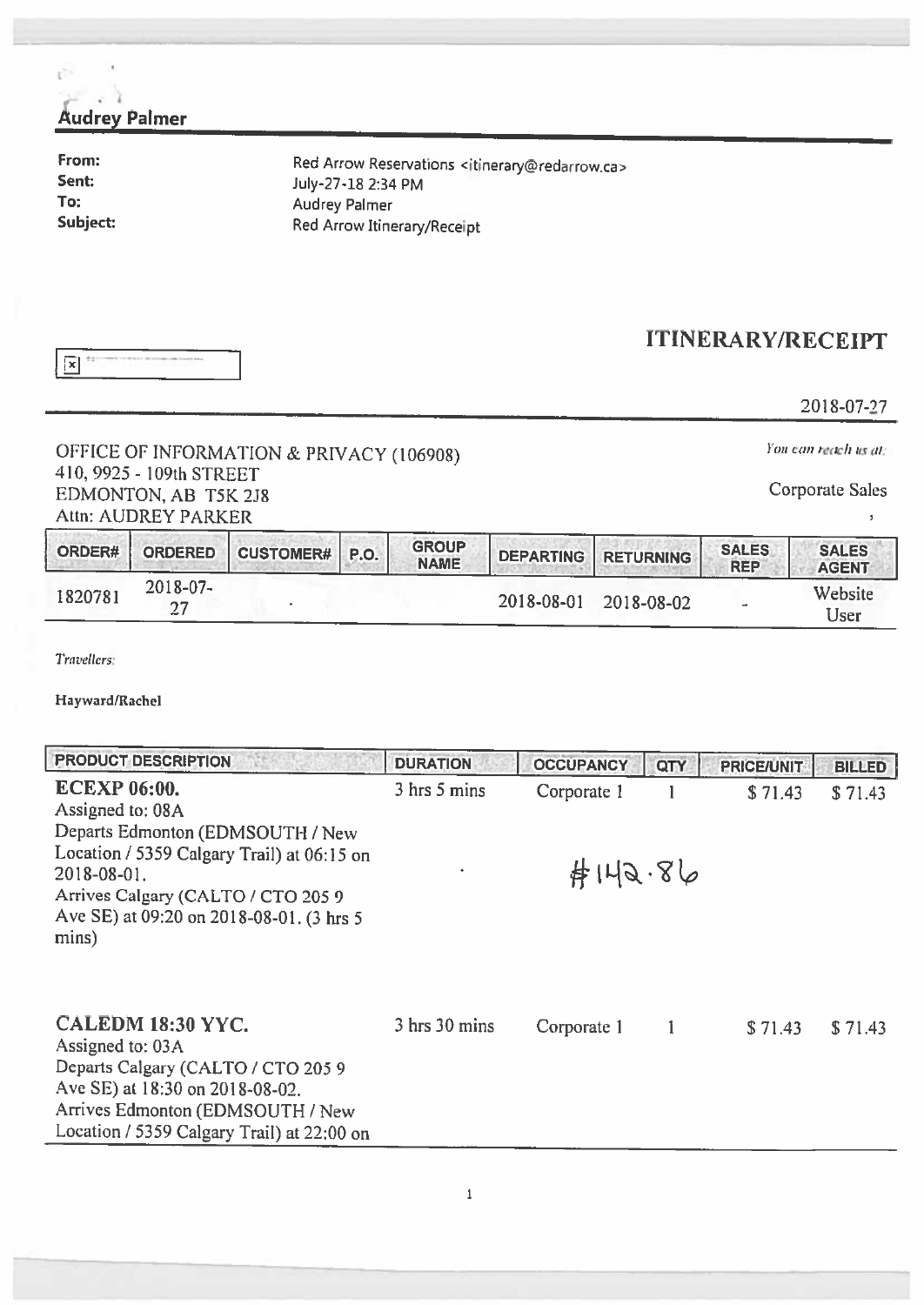**Audrey Palmer**

**From:** Red Arrow Reservations <itinerary@redarrow.ca>
**Sent:** July-27-18 2:34 PM
**To:** Audrey Palmer
**Subject:** Red Arrow Itinerary/Receipt

# ITINERARY/RECEIPT

2018-07-27

OFFICE OF INFORMATION & PRIVACY (106908)
410, 9925 - 109th STREET
EDMONTON, AB T5K 2J8
Attn: AUDREY PARKER

*You can reach us at:*

Corporate Sales

,

| ORDER# | ORDERED | CUSTOMER# | P.O. | GROUP NAME | DEPARTING | RETURNING | SALES REP | SALES AGENT |
|---|---|---|---|---|---|---|---|---|
| 1820781 | 2018-07-27 | | | | 2018-08-01 | 2018-08-02 | - | Website User |

*Travellers:*

**Hayward/Rachel**

| PRODUCT DESCRIPTION | DURATION | OCCUPANCY | QTY | PRICE/UNIT | BILLED |
|---|---|---|---|---|---|
| **ECEXP 06:00.** Assigned to: 08A Departs Edmonton (EDMSOUTH / New Location / 5359 Calgary Trail) at 06:15 on 2018-08-01. Arrives Calgary (CALTO / CTO 205 9 Ave SE) at 09:20 on 2018-08-01. (3 hrs 5 mins) | 3 hrs 5 mins | Corporate 1 | 1 | $ 71.43 | $ 71.43 |
| **CALEDM 18:30 YYC.** Assigned to: 03A Departs Calgary (CALTO / CTO 205 9 Ave SE) at 18:30 on 2018-08-02. Arrives Edmonton (EDMSOUTH / New Location / 5359 Calgary Trail) at 22:00 on | 3 hrs 30 mins | Corporate 1 | 1 | $ 71.43 | $ 71.43 |

#142.86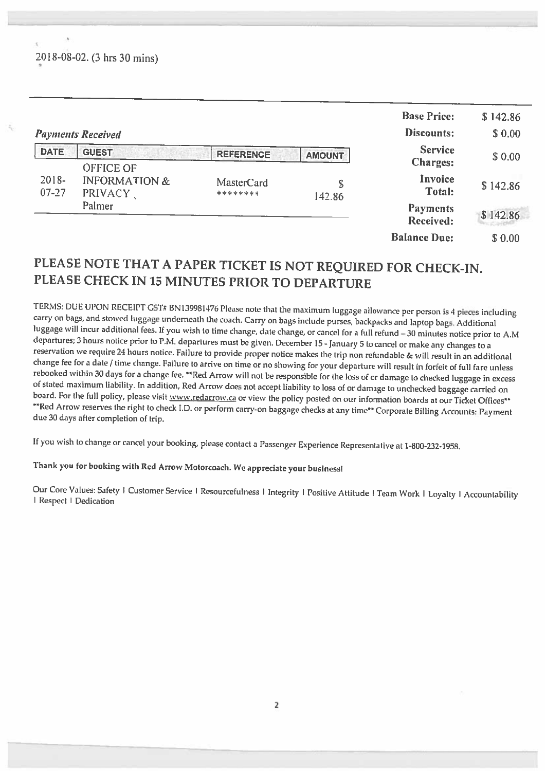2018-08-02. (3 hrs 30 mins)

| | |
|---|---|
| **Base Price:** | $ 142.86 |
| **Discounts:** | $ 0.00 |
| **Service Charges:** | $ 0.00 |
| **Invoice Total:** | $ 142.86 |
| **Payments Received:** | $ 142.86 |
| **Balance Due:** | $ 0.00 |

*Payments Received*

| DATE | GUEST | REFERENCE | AMOUNT |
|---|---|---|---|
| 2018-07-27 | OFFICE OF INFORMATION & PRIVACY , Palmer | MasterCard ******** | $ 142.86 |

## PLEASE NOTE THAT A PAPER TICKET IS NOT REQUIRED FOR CHECK-IN. PLEASE CHECK IN 15 MINUTES PRIOR TO DEPARTURE

TERMS: DUE UPON RECEIPT GST# BN139981476 Please note that the maximum luggage allowance per person is 4 pieces including carry on bags, and stowed luggage underneath the coach. Carry on bags include purses, backpacks and laptop bags. Additional luggage will incur additional fees. If you wish to time change, date change, or cancel for a full refund – 30 minutes notice prior to A.M departures; 3 hours notice prior to P.M. departures must be given. December 15 - January 5 to cancel or make any changes to a reservation we require 24 hours notice. Failure to provide proper notice makes the trip non refundable & will result in an additional change fee for a date / time change. Failure to arrive on time or no showing for your departure will result in forfeit of full fare unless rebooked within 30 days for a change fee. **Red Arrow will not be responsible for the loss of or damage to checked luggage in excess of stated maximum liability. In addition, Red Arrow does not accept liability to loss of or damage to unchecked baggage carried on board. For the full policy, please visit www.redarrow.ca or view the policy posted on our information boards at our Ticket Offices** **Red Arrow reserves the right to check I.D. or perform carry-on baggage checks at any time** Corporate Billing Accounts: Payment due 30 days after completion of trip.

If you wish to change or cancel your booking, please contact a Passenger Experience Representative at 1-800-232-1958.

**Thank you for booking with Red Arrow Motorcoach. We appreciate your business!**

Our Core Values: Safety I Customer Service I Resourcefulness I Integrity I Positive Attitude I Team Work I Loyalty I Accountability I Respect I Dedication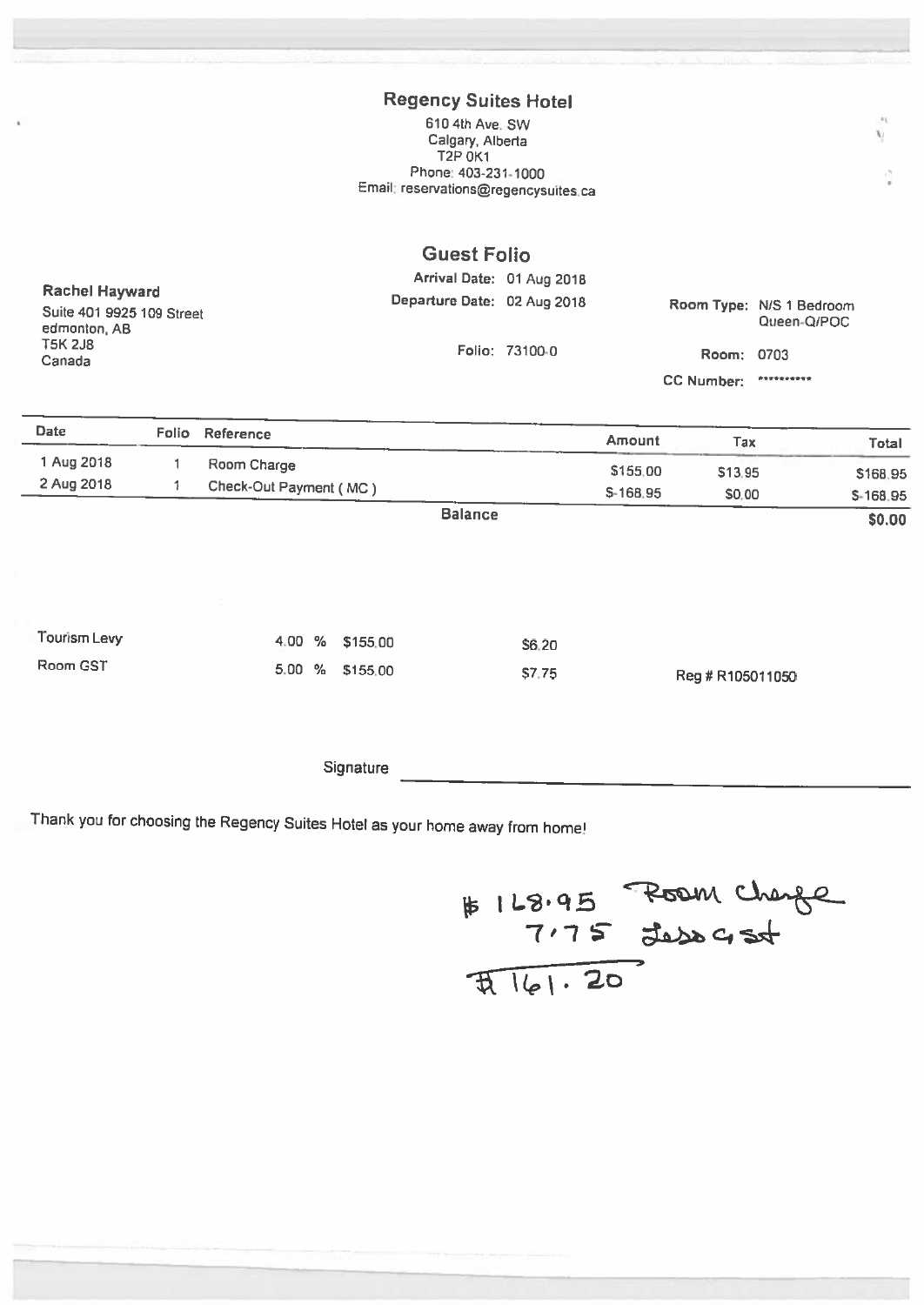## Regency Suites Hotel

610 4th Ave. SW
Calgary, Alberta
T2P 0K1
Phone: 403-231-1000
Email: reservations@regencysuites.ca

## Guest Folio

**Rachel Hayward**
Suite 401 9925 109 Street
edmonton, AB
T5K 2J8
Canada

Arrival Date: 01 Aug 2018
Departure Date: 02 Aug 2018

Folio: 73100-0

Room Type: N/S 1 Bedroom Queen-Q/POC

Room: 0703

CC Number: **********

| Date | Folio | Reference | Amount | Tax | Total |
|---|---|---|---|---|---|
| 1 Aug 2018 | 1 | Room Charge | $155.00 | $13.95 | $168.95 |
| 2 Aug 2018 | 1 | Check-Out Payment ( MC ) | $-168.95 | $0.00 | $-168.95 |
| | | Balance | | | **$0.00** |

| | | | | |
|---|---|---|---|---|
| Tourism Levy | 4.00 % | $155.00 | $6.20 | |
| Room GST | 5.00 % | $155.00 | $7.75 | Reg # R105011050 |

Signature ______________________

Thank you for choosing the Regency Suites Hotel as your home away from home!

$168.95 Room Charge
7.75 Less GST
$161.20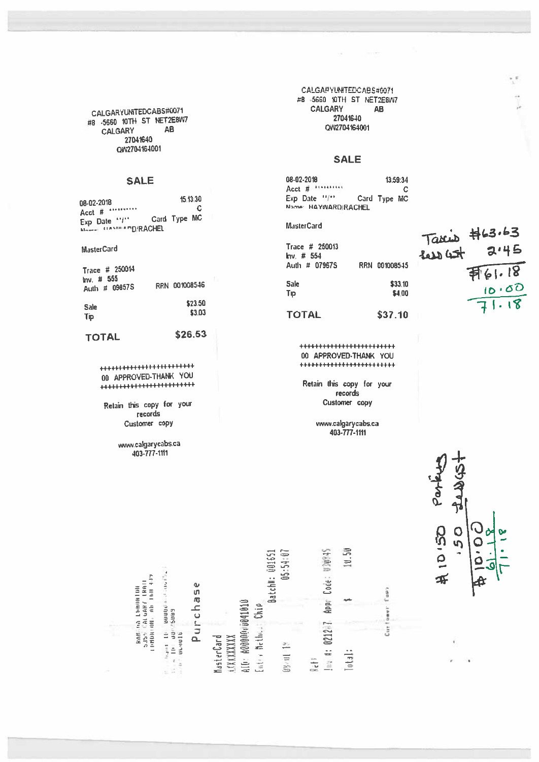CALGARYUNITEDCABS#0071
#8 -5660 10TH ST NET2E8W7
CALGARY AB
27041640
QW2704164001

## SALE

08-02-2018 15:13:30
Acct # ********** C
Exp Date **/** Card Type MC
Name: HAYWARD/RACHEL

MasterCard

Trace # 250014
Inv. # 555
Auth # 09857S RRN 001008546

| | |
|---|---|
| Sale | $23.50 |
| Tip | $3.03 |
| **TOTAL** | **$26.53** |

++++++++++++++++++++++++
00 APPROVED-THANK YOU
++++++++++++++++++++++++

Retain this copy for your records
Customer copy

www.calgarycabs.ca
403-777-1111

---

CALGARYUNITEDCABS#0071
#8 -5660 10TH ST NET2E8W7
CALGARY AB
27041640
QW2704164001

## SALE

08-02-2018 13:59:34
Acct # ********** C
Exp Date **/** Card Type MC
Name: HAYWARD/RACHEL

MasterCard

Trace # 250013
Inv. # 554
Auth # 07967S RRN 001008545

| | |
|---|---|
| Sale | $33.10 |
| Tip | $4.00 |
| **TOTAL** | **$37.10** |

++++++++++++++++++++++++
00 APPROVED-THANK YOU
++++++++++++++++++++++++

Retain this copy for your records
Customer copy

www.calgarycabs.ca
403-777-1111

---

Taxis $63.63
less GST 2.45
$61.18
10.00
71.18

---

Purchase

MasterCard
XXXXXXXXXX
AID: A0000000041010
Entry Method: Chip

BatchN: 001651
05:54:07

Ref:
Inv #: 021217 Appr Code: 030845
Total: $ 10.50

Customer Copy

---

$10.50 Parking
.50 less GST
$10.00
61.18
71.18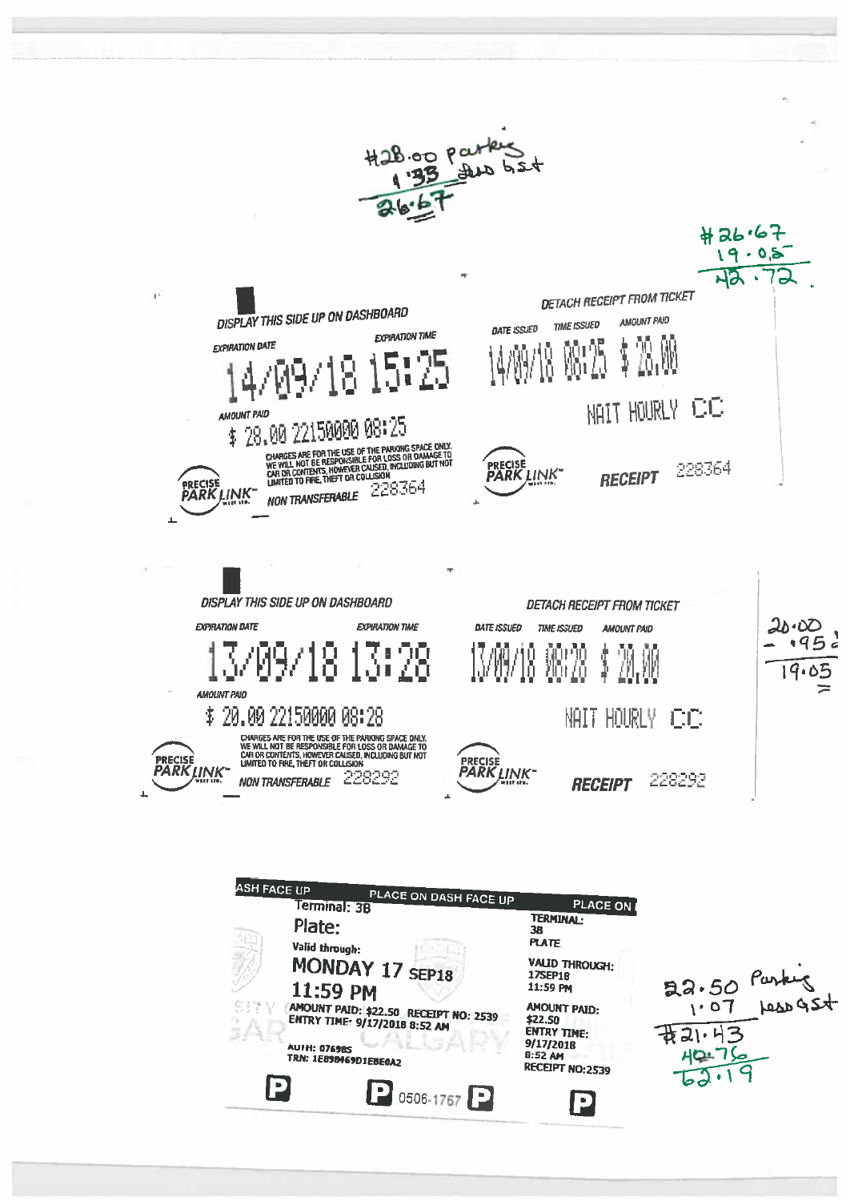#28.00 Parking
1.33 less GST
26.67

#26.67
19.05
42.72

DISPLAY THIS SIDE UP ON DASHBOARD

EXPIRATION DATE EXPIRATION TIME

14/09/18 15:25

AMOUNT PAID

$ 28.00 22150000 08:25

CHARGES ARE FOR THE USE OF THE PARKING SPACE ONLY. WE WILL NOT BE RESPONSIBLE FOR LOSS OR DAMAGE TO CAR OR CONTENTS, HOWEVER CAUSED, INCLUDING BUT NOT LIMITED TO FIRE, THEFT OR COLLISION

PRECISE PARK LINK

NON TRANSFERABLE 228364

DETACH RECEIPT FROM TICKET

| DATE ISSUED | TIME ISSUED | AMOUNT PAID |
|---|---|---|
| 14/09/18 | 08:25 | $ 28.00 |

NAIT HOURLY CC

PRECISE PARK LINK

RECEIPT 228364

DISPLAY THIS SIDE UP ON DASHBOARD

EXPIRATION DATE EXPIRATION TIME

13/09/18 13:28

AMOUNT PAID

$ 20.00 22150000 08:28

CHARGES ARE FOR THE USE OF THE PARKING SPACE ONLY. WE WILL NOT BE RESPONSIBLE FOR LOSS OR DAMAGE TO CAR OR CONTENTS, HOWEVER CAUSED, INCLUDING BUT NOT LIMITED TO FIRE, THEFT OR COLLISION

PRECISE PARK LINK

NON TRANSFERABLE 228292

DETACH RECEIPT FROM TICKET

| DATE ISSUED | TIME ISSUED | AMOUNT PAID |
|---|---|---|
| 13/09/18 | 08:28 | $ 20.00 |

NAIT HOURLY CC

PRECISE PARK LINK

RECEIPT 228292

20.00
- .95
19.05

PLACE ON DASH FACE UP

Terminal: 3B

Plate:

Valid through:

MONDAY 17 SEP18

11:59 PM

AMOUNT PAID: $22.50 RECEIPT NO: 2539
ENTRY TIME: 9/17/2018 8:52 AM

AUTH: 07698S
TRN: 1E898469D1EBE6A2

P 0506-1767 P

PLACE ON

TERMINAL: 3B
PLATE
VALID THROUGH: 17SEP18 11:59 PM
AMOUNT PAID: $22.50
ENTRY TIME: 9/17/2018 8:52 AM
RECEIPT NO:2539

22.50 Parking
1.07 less GST
#21.43
40.76
62.19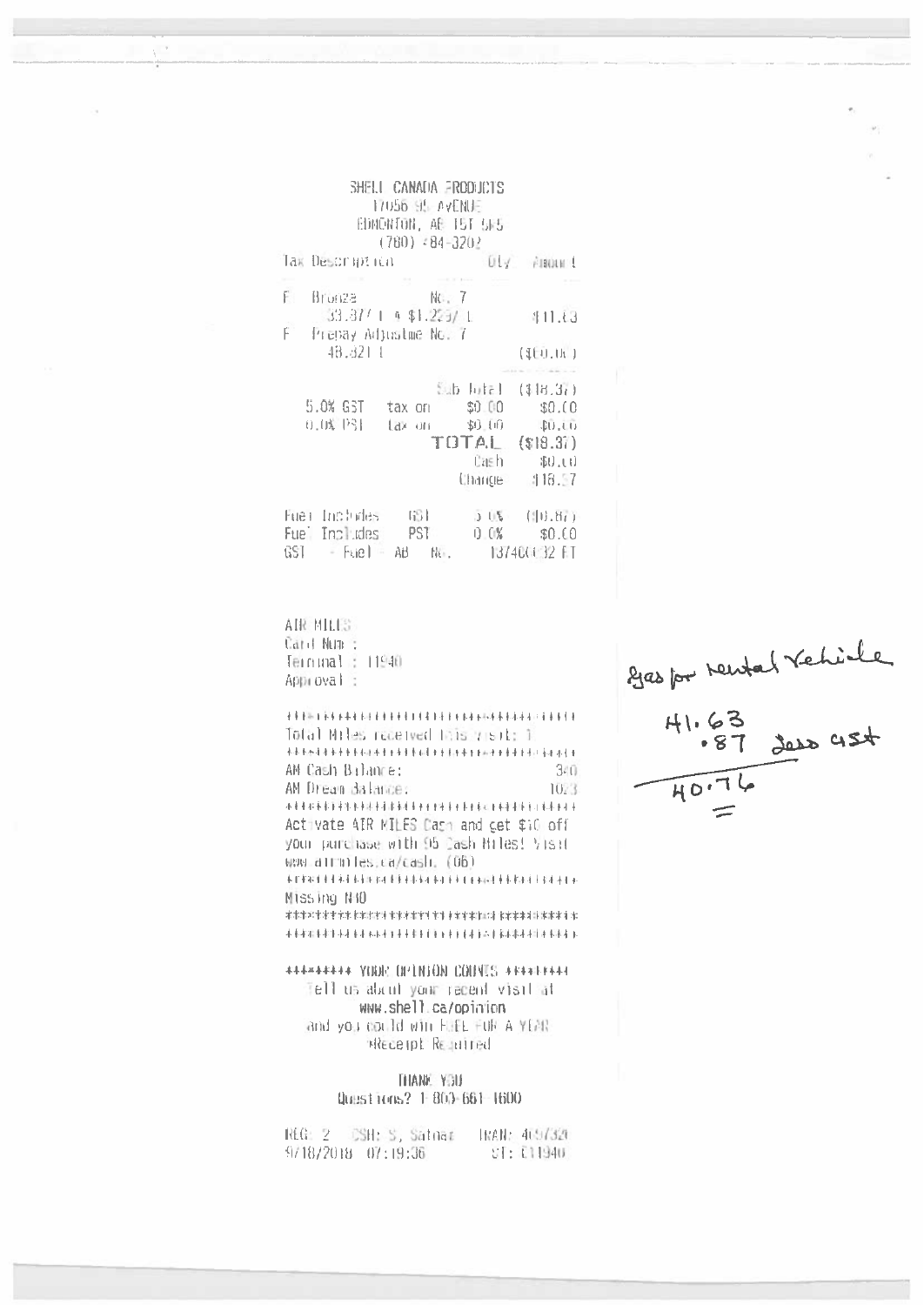SHELL CANADA PRODUCTS
17056 95 AVENUE
EDMONTON, AB T5T 5K5
(780) 484-3202

| Tax Description | | Qty | Amount |
|---|---|---|---|
| F | Bronze | No. 7 | |
| | 33.377 L @ $1.229/ L | | $41.63 |
| F | Prepay Adjustme No. 7 | | |
| | 48.821 L | | ($60.00) |

| | | | |
|---|---|---|---|
| | | Sub Total | ($18.37) |
| 5.0% GST | tax on | $0.00 | $0.00 |
| 0.0% PST | tax on | $0.00 | $0.00 |
| | | TOTAL | ($18.37) |
| | | Cash | $0.00 |
| | | Change | $18.37 |

| | | | |
|---|---|---|---|
| Fuel Includes | GST | 5.0% | ($0.87) |
| Fuel Includes | PST | 0.0% | $0.00 |
| GST - Fuel - AB | No. | | 137400132 RT |

AIR MILES
Card Num :
Terminal : 11940
Approval :

++++++++++++++++++++++++++++++++++++++++++
Total Miles received this visit: 1
++++++++++++++++++++++++++++++++++++++++++
AM Cash Balance: 340
AM Dream Balance: 1023
++++++++++++++++++++++++++++++++++++++++++
Activate AIR MILES Cash and get $10 off your purchase with 95 Cash Miles! Visit www.airmiles.ca/cash. (06)
++++++++++++++++++++++++++++++++++++++++++
Missing N40
++++++++++++++++++++++++++++++++++++++++++
++++++++++++++++++++++++++++++++++++++++++

++++++++ YOUR OPINION COUNTS ++++++++
Tell us about your recent visit at
www.shell.ca/opinion
and you could win FUEL FOR A YEAR
*Receipt Required

THANK YOU
Questions? 1-800-661-1600

REG: 2 CSH: S, Satnaz TRAN: 409739
07/18/2018 07:19:36 ST: C11940

*Gas for rental vehicle*

41.63
.87 less GST
40.76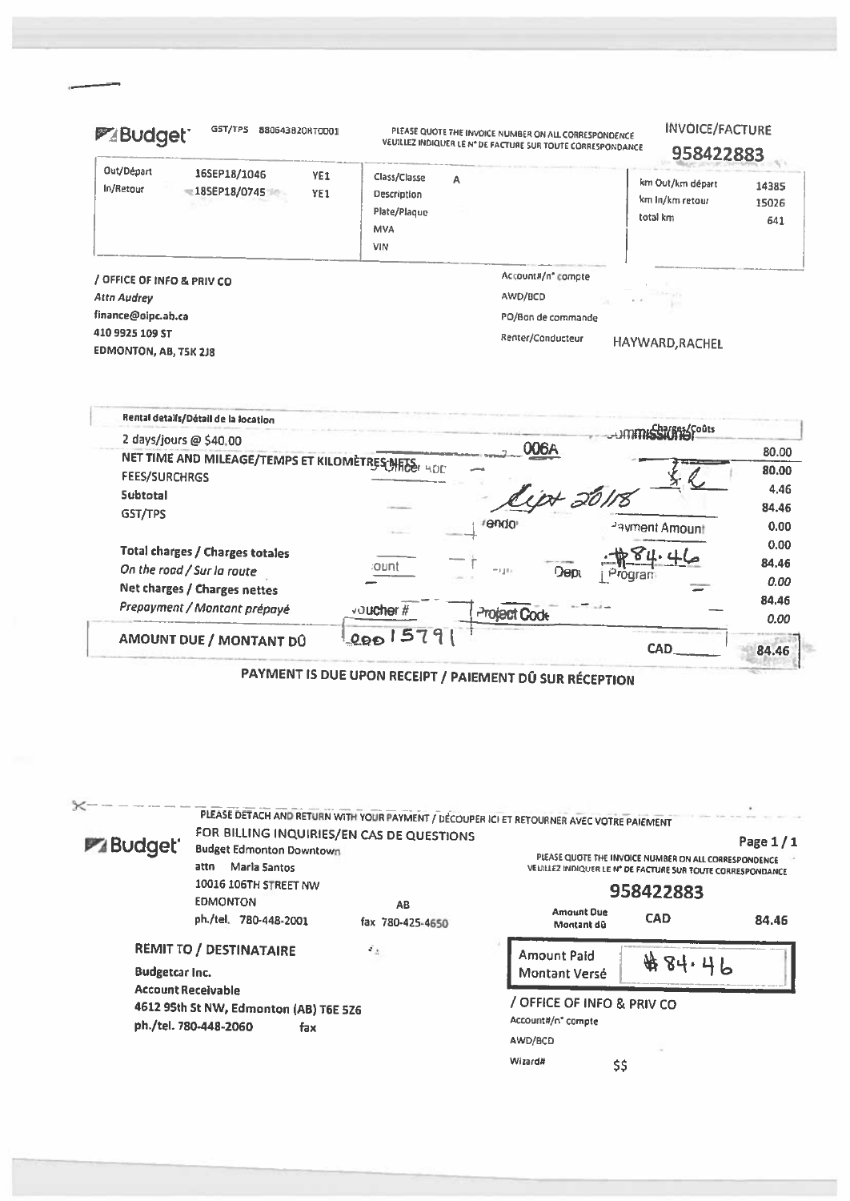**Budget** GST/TPS 880643820RT0001

PLEASE QUOTE THE INVOICE NUMBER ON ALL CORRESPONDENCE
VEUILLEZ INDIQUER LE N° DE FACTURE SUR TOUTE CORRESPONDANCE

**INVOICE/FACTURE**
**958422883**

| | | | | | | |
|---|---|---|---|---|---|---|
| Out/Départ | 16SEP18/1046 | YE1 | Class/Classe A | | km Out/km départ | 14385 |
| In/Retour | 18SEP18/0745 | YE1 | Description | | km In/km retour | 15026 |
| | | | Plate/Plaque | | total km | 641 |
| | | | MVA | | | |
| | | | VIN | | | |

/ OFFICE OF INFO & PRIV CO
*Attn Audrey*
finance@oipc.ab.ca
410 9925 109 ST
EDMONTON, AB, T5K 2J8

Account#/n° compte
AWD/BCD
PO/Bon de commande
Renter/Conducteur HAYWARD,RACHEL

| Rental details/Détail de la location | Charges/Coûts |
|---|---|
| 2 days/jours @ $40.00 | 80.00 |
| **NET TIME AND MILEAGE/TEMPS ET KILOMÈTRES NETS** | 80.00 |
| **FEES/SURCHRGS** | 4.46 |
| **Subtotal** | 84.46 |
| **GST/TPS** | 0.00 |
| | 0.00 |
| **Total charges / Charges totales** | 84.46 |
| *On the road / Sur la route* | *0.00* |
| **Net charges / Charges nettes** | 84.46 |
| *Prepayment / Montant prépayé* | *0.00* |
| **AMOUNT DUE / MONTANT DÛ** CAD | **84.46** |

(Stamp: Commissioner / Officer 006A / Sept 2018 / Vendor / Payment Amount $84.46 / Account / Dept / Program / Voucher # 00015791 / Project Code)

**PAYMENT IS DUE UPON RECEIPT / PAIEMENT DÛ SUR RÉCEPTION**

---

PLEASE DETACH AND RETURN WITH YOUR PAYMENT / DÉCOUPER ICI ET RETOURNER AVEC VOTRE PAIEMENT

**Budget** FOR BILLING INQUIRIES/EN CAS DE QUESTIONS
Budget Edmonton Downtown
attn Marla Santos
10016 106TH STREET NW
EDMONTON AB
ph./tel. 780-448-2001 fax 780-425-4650

Page 1 / 1

PLEASE QUOTE THE INVOICE NUMBER ON ALL CORRESPONDENCE
VEUILLEZ INDIQUER LE N° DE FACTURE SUR TOUTE CORRESPONDANCE

**958422883**

Amount Due / Montant dû CAD 84.46

**REMIT TO / DESTINATAIRE**
Budgetcar Inc.
Account Receivable
4612 95th St NW, Edmonton (AB) T6E 5Z6
ph./tel. 780-448-2060 fax

Amount Paid / Montant Versé $84.46

/ OFFICE OF INFO & PRIV CO
Account#/n° compte
AWD/BCD
Wizard# $$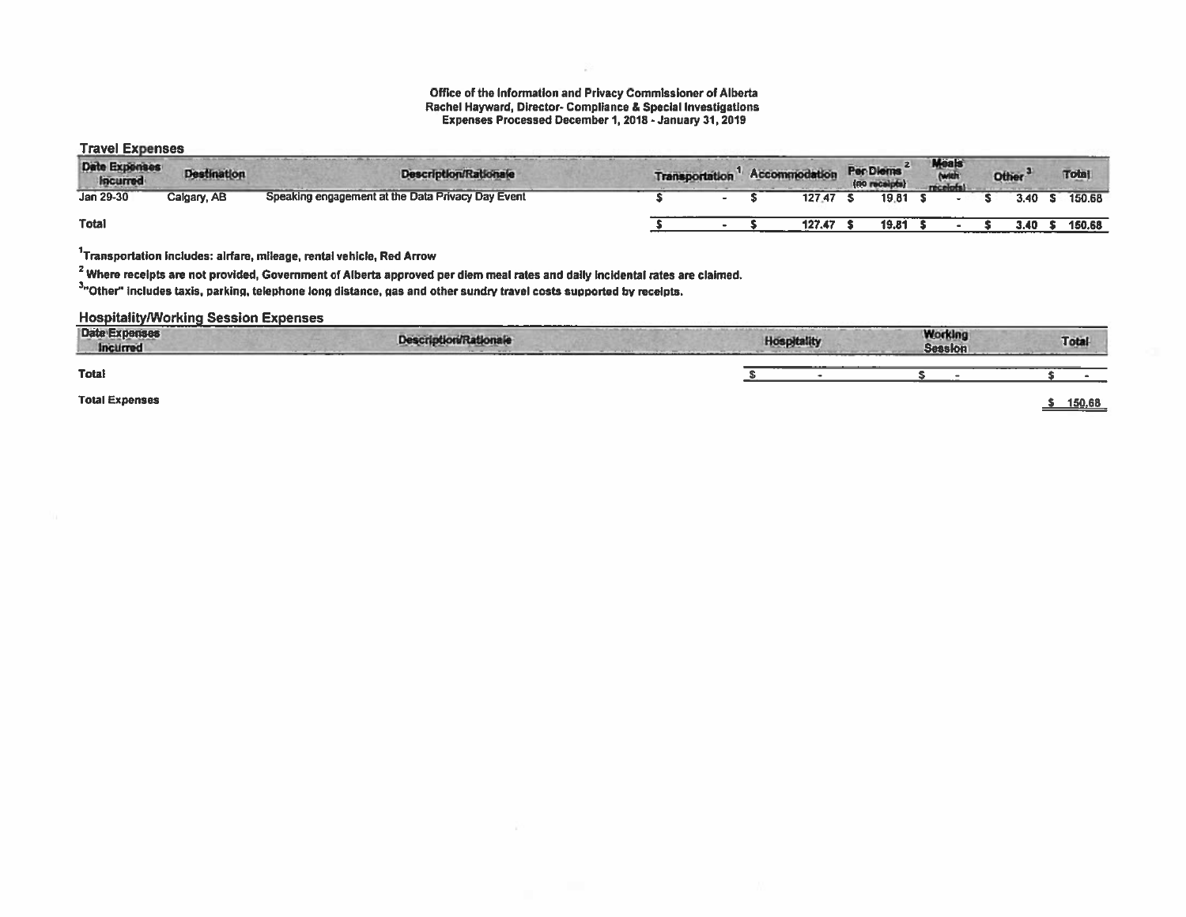**Office of the Information and Privacy Commissioner of Alberta**
**Rachel Hayward, Director- Compliance & Special Investigations**
**Expenses Processed December 1, 2018 - January 31, 2019**

## Travel Expenses

| Date Expenses Incurred | Destination | Description/Rationale | Transportation [1] | Accommodation | Per Diems [2] (no receipts) | Meals (with receipts) | Other [3] | Total |
|---|---|---|---|---|---|---|---|---|
| Jan 29-30 | Calgary, AB | Speaking engagement at the Data Privacy Day Event | $ - | $ 127.47 | $ 19.81 | $ - | $ 3.40 | $ 150.68 |
| **Total** | | | $ - | $ 127.47 | $ 19.81 | $ - | $ 3.40 | $ 150.68 |

[1]Transportation includes: airfare, mileage, rental vehicle, Red Arrow

[2] Where receipts are not provided, Government of Alberta approved per diem meal rates and daily incidental rates are claimed.

[3]"Other" includes taxis, parking, telephone long distance, gas and other sundry travel costs supported by receipts.

## Hospitality/Working Session Expenses

| Date Expenses Incurred | Description/Rationale | Hospitality | Working Session | Total |
|---|---|---|---|---|
| **Total** | | $ - | $ - | $ - |

**Total Expenses** $ 150.68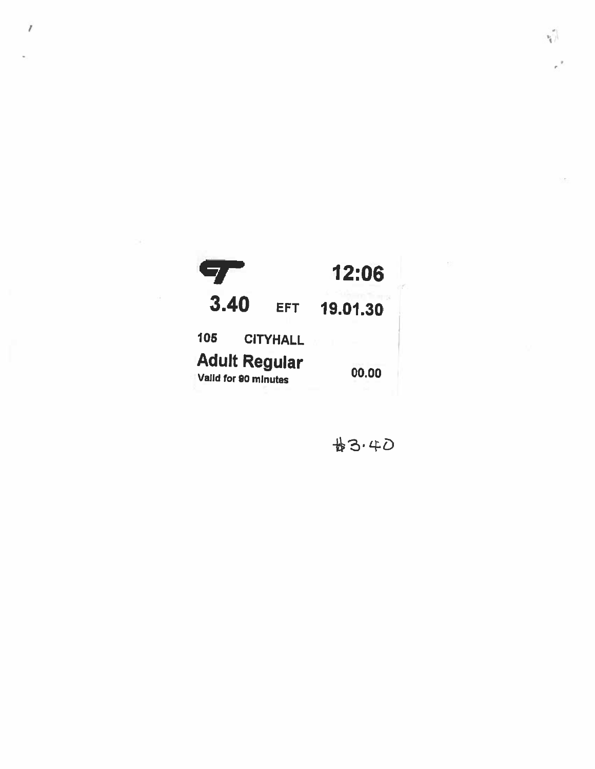12:06

3.40 EFT 19.01.30

105 CITYHALL

**Adult Regular**

Valid for 90 minutes

00.00

$3.40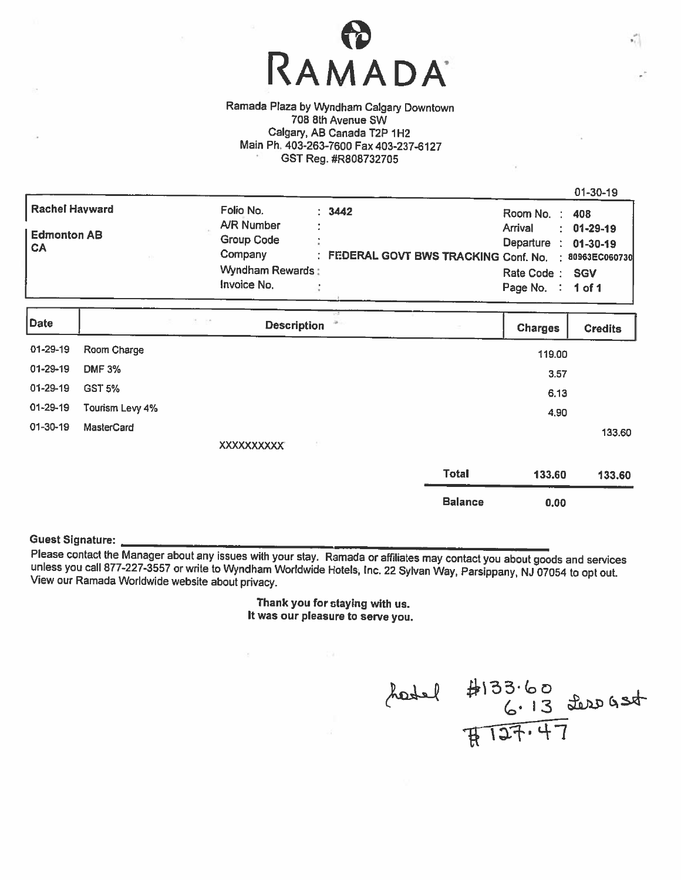# RAMADA

Ramada Plaza by Wyndham Calgary Downtown
708 8th Avenue SW
Calgary, AB Canada T2P 1H2
Main Ph. 403-263-7600 Fax 403-237-6127
GST Reg. #R808732705

01-30-19

| | | | |
|---|---|---|---|
| **Rachel Hayward** | Folio No. : **3442** | Room No. : **408** | |
| **Edmonton AB** | A/R Number : | Arrival : **01-29-19** | |
| **CA** | Group Code : | Departure : **01-30-19** | |
| | Company : **FEDERAL GOVT BWS TRACKING** | Conf. No. : **80963EC060730** | |
| | Wyndham Rewards : | Rate Code : **SGV** | |
| | Invoice No. : | Page No. : **1 of 1** | |

| Date | Description | Charges | Credits |
|---|---|---|---|
| 01-29-19 | Room Charge | 119.00 | |
| 01-29-19 | DMF 3% | 3.57 | |
| 01-29-19 | GST 5% | 6.13 | |
| 01-29-19 | Tourism Levy 4% | 4.90 | |
| 01-30-19 | MasterCard XXXXXXXXXX | | 133.60 |
| | **Total** | **133.60** | **133.60** |
| | **Balance** | **0.00** | |

**Guest Signature:** ______________________

Please contact the Manager about any issues with your stay. Ramada or affiliates may contact you about goods and services unless you call 877-227-3557 or write to Wyndham Worldwide Hotels, Inc. 22 Sylvan Way, Parsippany, NJ 07054 to opt out. View our Ramada Worldwide website about privacy.

**Thank you for staying with us.**
**It was our pleasure to serve you.**

hotel $133.60
6.13 less gst
$127.47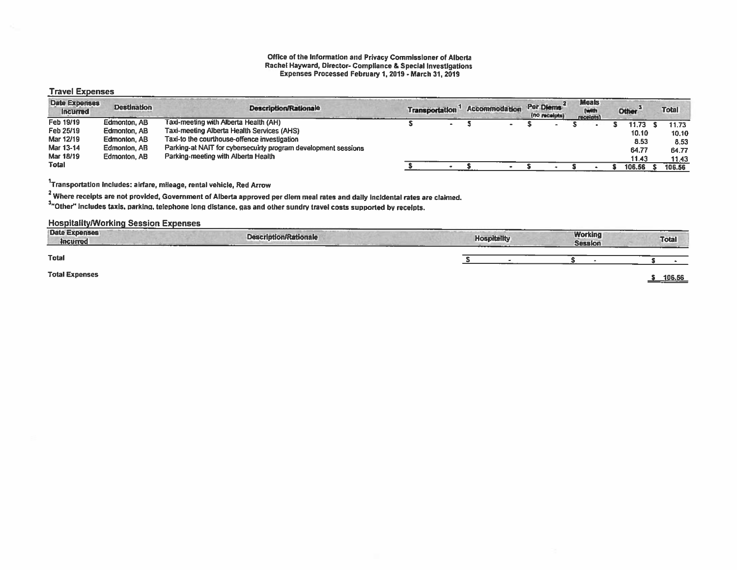# Office of the Information and Privacy Commissioner of Alberta
## Rachel Hayward, Director- Compliance & Special Investigations
### Expenses Processed February 1, 2019 - March 31, 2019

## Travel Expenses

| Date Expenses Incurred | Destination | Description/Rationale | Transportation [1] | Accommodation | Per Diems [2] (no receipts) | Meals (with receipts) | Other [3] | Total |
|---|---|---|---|---|---|---|---|---|
| Feb 19/19 | Edmonton, AB | Taxi-meeting with Alberta Health (AH) | $ - | $ - | $ - | $ - | $ 11.73 | $ 11.73 |
| Feb 25/19 | Edmonton, AB | Taxi-meeting Alberta Health Services (AHS) | | | | | 10.10 | 10.10 |
| Mar 12/19 | Edmonton, AB | Taxi-to the courthouse-offence investigation | | | | | 8.53 | 8.53 |
| Mar 13-14 | Edmonton, AB | Parking-at NAIT for cybersecuirty program development sessions | | | | | 64.77 | 64.77 |
| Mar 18/19 | Edmonton, AB | Parking-meeting with Alberta Health | | | | | 11.43 | 11.43 |
| Total | | | $ - | $ - | $ - | $ - | $ 106.56 | $ 106.56 |

[1]Transportation includes: airfare, mileage, rental vehicle, Red Arrow

[2] Where receipts are not provided, Government of Alberta approved per diem meal rates and daily incidental rates are claimed.

[3]"Other" includes taxis, parking, telephone long distance, gas and other sundry travel costs supported by receipts.

## Hospitality/Working Session Expenses

| Date Expenses Incurred | Description/Rationale | Hospitality | Working Session | Total |
|---|---|---|---|---|
| Total | | $ - | $ - | $ - |

**Total Expenses** $ 106.56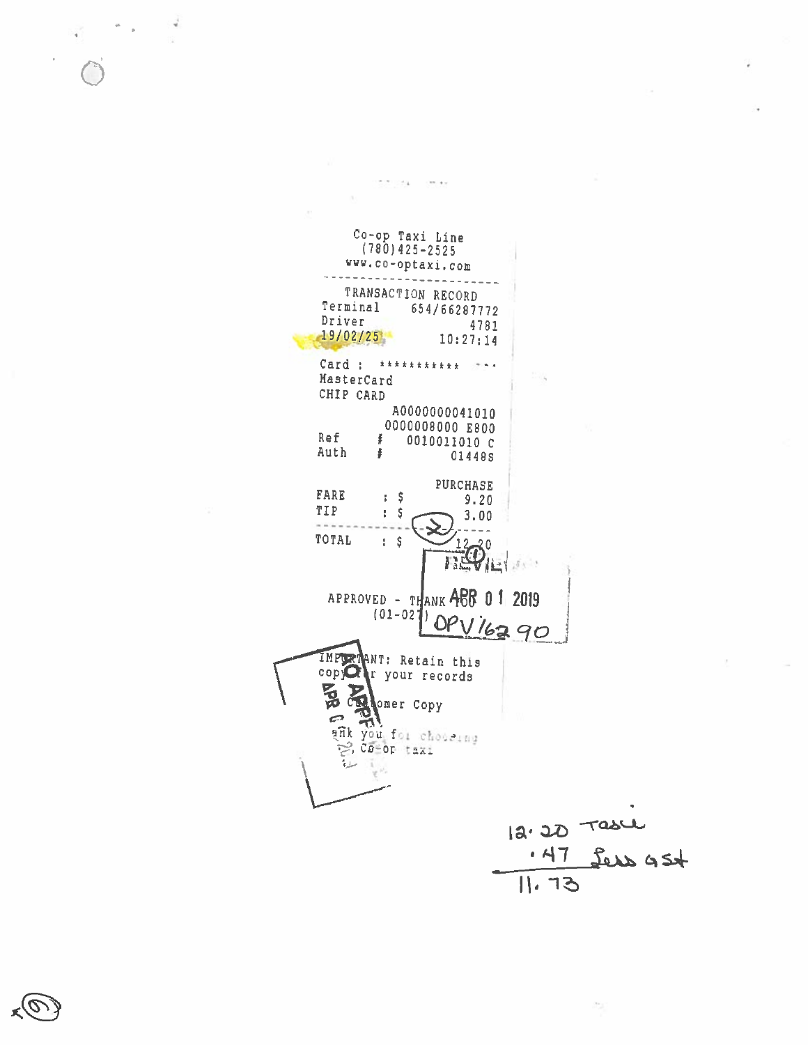Co-op Taxi Line
(780)425-2525
www.co-optaxi.com

---

TRANSACTION RECORD

Terminal 654/66287772
Driver 4781
19/02/25 10:27:14

Card : *********** ...
MasterCard
CHIP CARD

A0000000041010
0000008000 E800

Ref # 0010011010 C
Auth # 01448S

PURCHASE

| | | |
|---|---|---|
| FARE | : $ | 9.20 |
| TIP | : $ | 3.00 |
| TOTAL | : $ | 12.20 |

RECEIVED APR 01 2019
OPV 16290

APPROVED - THANK YOU
(01-027)

IMPORTANT: Retain this copy for your records

NO APPR... APR 0...

Customer Copy

Thank you for choosing Co-op taxi

12.20 Taxi
.47 Less GST
11.73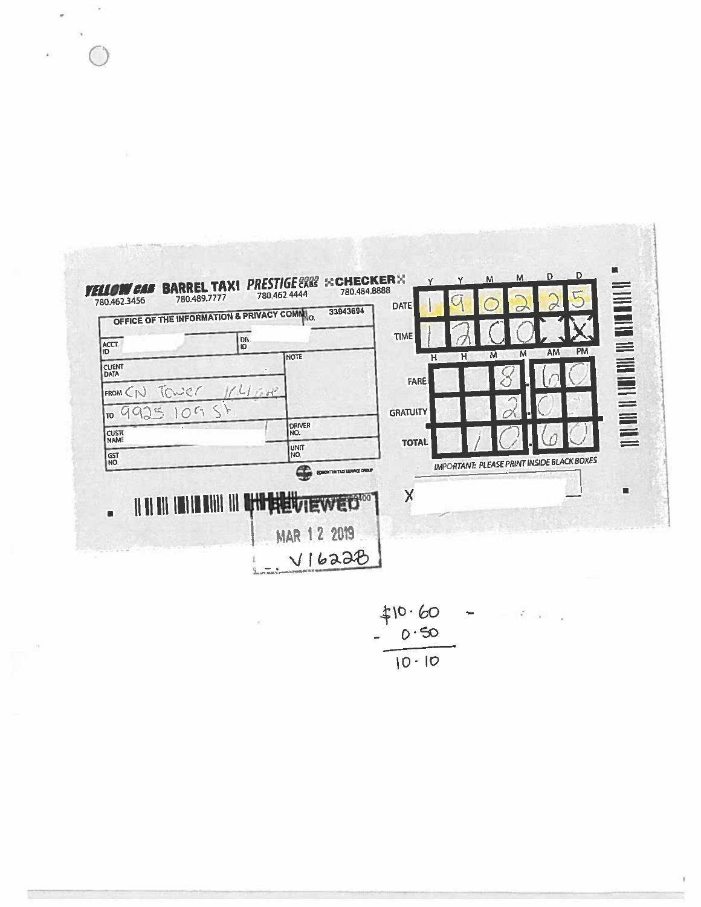**YELLOW CAB** 780.462.3456 | **BARREL TAXI** 780.489.7777 | **PRESTIGE 8888 CABS** 780.462.4444 | **CHECKER** 780.484.8888

OFFICE OF THE INFORMATION & PRIVACY COMM NO. 33943694

| | |
|---|---|
| ACCT ID | DIV ID |
| CLIENT DATA | NOTE |
| FROM CN Tower 11th Ave | |
| TO 9925 109 St | |
| CUSTO NAME | DRIVER NO. |
| GST NO. | UNIT NO. |

EDMONTON TAXI SERVICE GROUP

| | Y | Y | M | M | D | D |
|---|---|---|---|---|---|---|
| DATE | 1 | 9 | 0 | 2 | 2 | 5 |
| TIME | 1 | 2 | 0 | 0 | | X |
| | H | H | M | M | AM | PM |

| | | | | | . | | |
|---|---|---|---|---|---|---|---|
| FARE | | | 8 | . | 6 | 0 |
| GRATUITY | | | 2 | . | 0 | 0 |
| TOTAL | | 1 | 0 | . | 6 | 0 |

IMPORTANT: PLEASE PRINT INSIDE BLACK BOXES

X

REVIEWED
MAR 12 2019
V16228

$10.60
- 0.50
10.10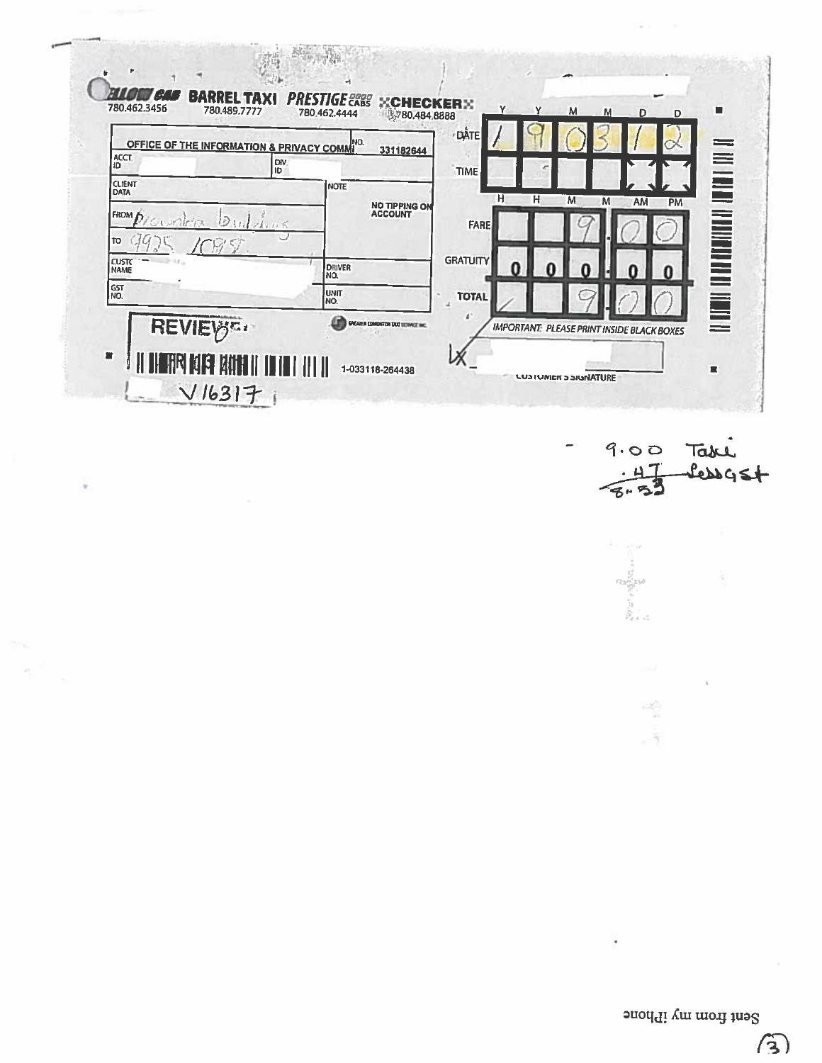YELLOW CAB 780.462.3456 | BARREL TAXI 780.489.7777 | PRESTIGE CABS 780.462.4444 | CHECKER 780.484.8888

| OFFICE OF THE INFORMATION & PRIVACY COMMI | NO. 331182644 |
|---|---|
| ACCT ID | DIV ID |
| CLIENT DATA | NOTE: NO TIPPING ON ACCOUNT |
| FROM Procunter building | |
| TO 9925 108 St | |
| CUSTO NAME | DRIVER NO. |
| GST NO. | UNIT NO. |

| | Y | Y | M | M | D | D |
|---|---|---|---|---|---|---|
| DATE | 1 | 9 | 0 | 3 | 1 | 2 |

| | H | H | M | M | AM | PM |
|---|---|---|---|---|---|---|
| TIME | | | | | | |

| | | | | | |
|---|---|---|---|---|---|
| FARE | | | 9 | 0 | 0 |
| GRATUITY | 0 | 0 | 0 | 0 | 0 |
| TOTAL | | | 9 | 0 | 0 |

IMPORTANT: PLEASE PRINT INSIDE BLACK BOXES

X ______ CUSTOMER'S SIGNATURE

REVIEWED

1-033118-264438

V16317

GREATER EDMONTON TAXI SERVICE INC.

9.00 Taxi
.47 less GST
8.53

Sent from my iPhone

(3)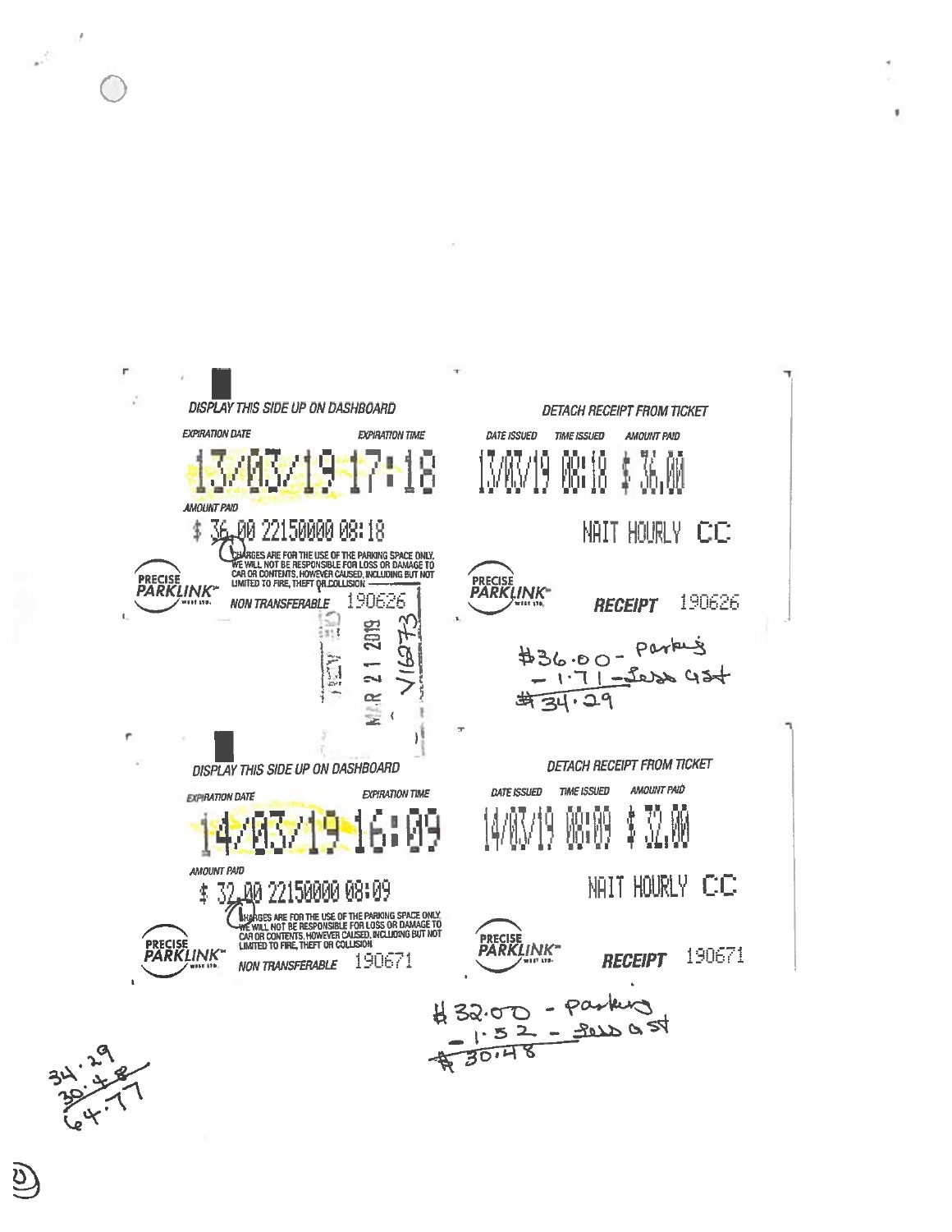**DISPLAY THIS SIDE UP ON DASHBOARD**

*EXPIRATION DATE* 13/03/19 *EXPIRATION TIME* 17:18

*AMOUNT PAID*

$ 36.00 22150000 08:18

CHARGES ARE FOR THE USE OF THE PARKING SPACE ONLY. WE WILL NOT BE RESPONSIBLE FOR LOSS OR DAMAGE TO CAR OR CONTENTS, HOWEVER CAUSED, INCLUDING BUT NOT LIMITED TO FIRE, THEFT OR COLLISION

PRECISE PARKLINK WEST LTD.

*NON TRANSFERABLE* 190626

RECEIVED MAR 21 2019

V16273

**DETACH RECEIPT FROM TICKET**

| DATE ISSUED | TIME ISSUED | AMOUNT PAID |
| --- | --- | --- |
| 13/03/19 | 08:18 | $ 36.00 |

NAIT HOURLY CC

PRECISE PARKLINK WEST LTD.

**RECEIPT** 190626

$36.00 - Parking
- 1.71 - less GST
$34.29

---

**DISPLAY THIS SIDE UP ON DASHBOARD**

*EXPIRATION DATE* 14/03/19 *EXPIRATION TIME* 16:09

*AMOUNT PAID*

$ 32.00 22150000 08:09

CHARGES ARE FOR THE USE OF THE PARKING SPACE ONLY. WE WILL NOT BE RESPONSIBLE FOR LOSS OR DAMAGE TO CAR OR CONTENTS, HOWEVER CAUSED, INCLUDING BUT NOT LIMITED TO FIRE, THEFT OR COLLISION

PRECISE PARKLINK WEST LTD.

*NON TRANSFERABLE* 190671

**DETACH RECEIPT FROM TICKET**

| DATE ISSUED | TIME ISSUED | AMOUNT PAID |
| --- | --- | --- |
| 14/03/19 | 08:09 | $ 32.00 |

NAIT HOURLY CC

PRECISE PARKLINK WEST LTD.

**RECEIPT** 190671

$32.00 - parking
- 1.52 - less GST
$30.48

34.29
30.48
64.77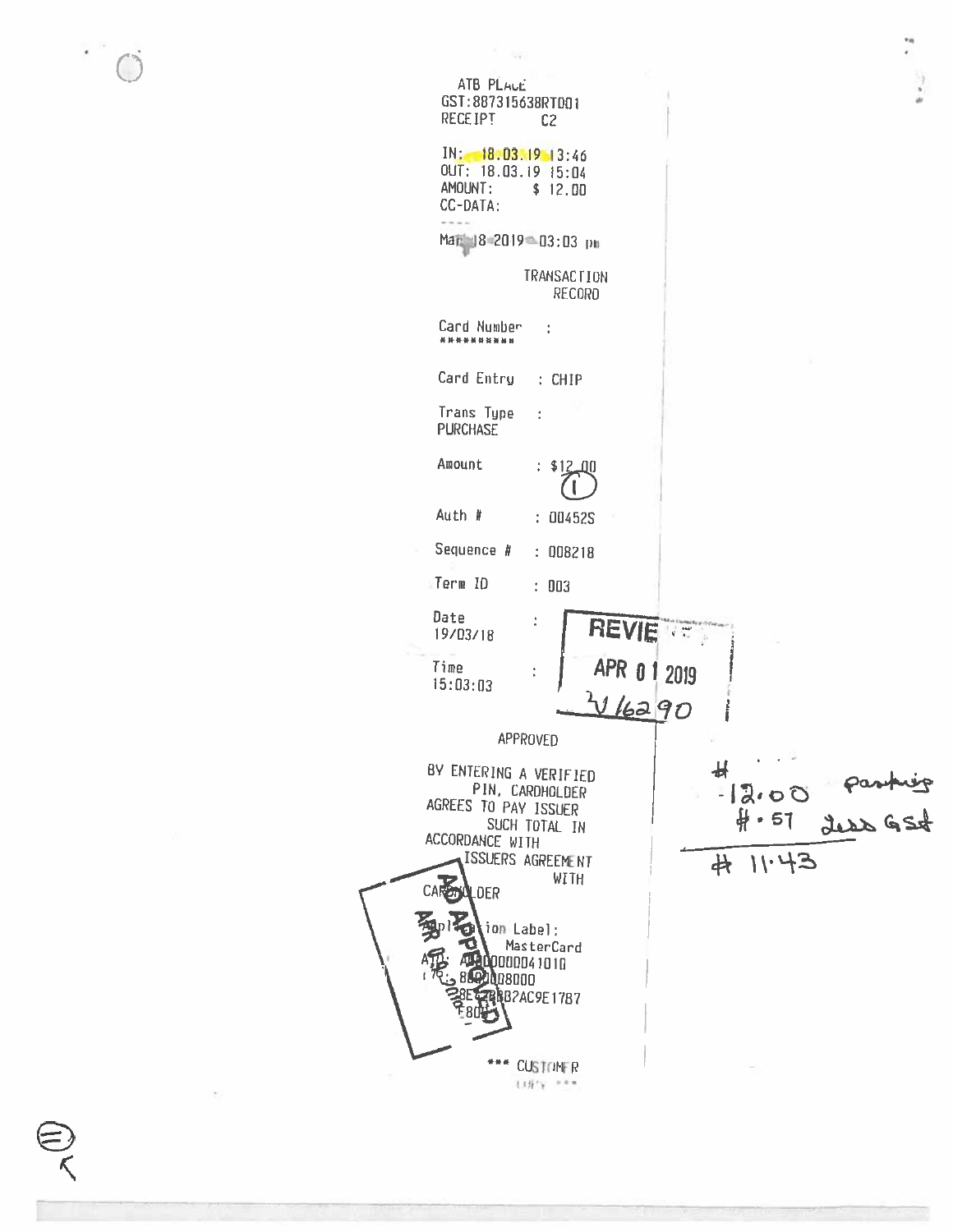ATB PLACE
GST:887315638RT001
RECEIPT C2

IN: 18.03.19 13:46
OUT: 18.03.19 15:04
AMOUNT: $ 12.00
CC-DATA:

----
Mar 18 2019 03:03 pm

TRANSACTION
RECORD

Card Number :
**********

Card Entry : CHIP

Trans Type :
PURCHASE

Amount : $12.00

(1)

Auth # : 00452S

Sequence # : 008218

Term ID : 003

Date :
19/03/18

Time :
15:03:03

REVIEWED
APR 01 2019
V16290

APPROVED

BY ENTERING A VERIFIED
PIN, CARDHOLDER
AGREES TO PAY ISSUER
SUCH TOTAL IN
ACCORDANCE WITH
ISSUERS AGREEMENT
WITH
CARDHOLDER

Application Label:
MasterCard
AID: A0000000041010
TVR: 8000008000
8E...8B2AC9E17B7
E80...

*** CUSTOMER
COPY ***

AD APPROVED
APR 02 2019

$ 12.00 parking
$ .57 less GST

$ 11.43